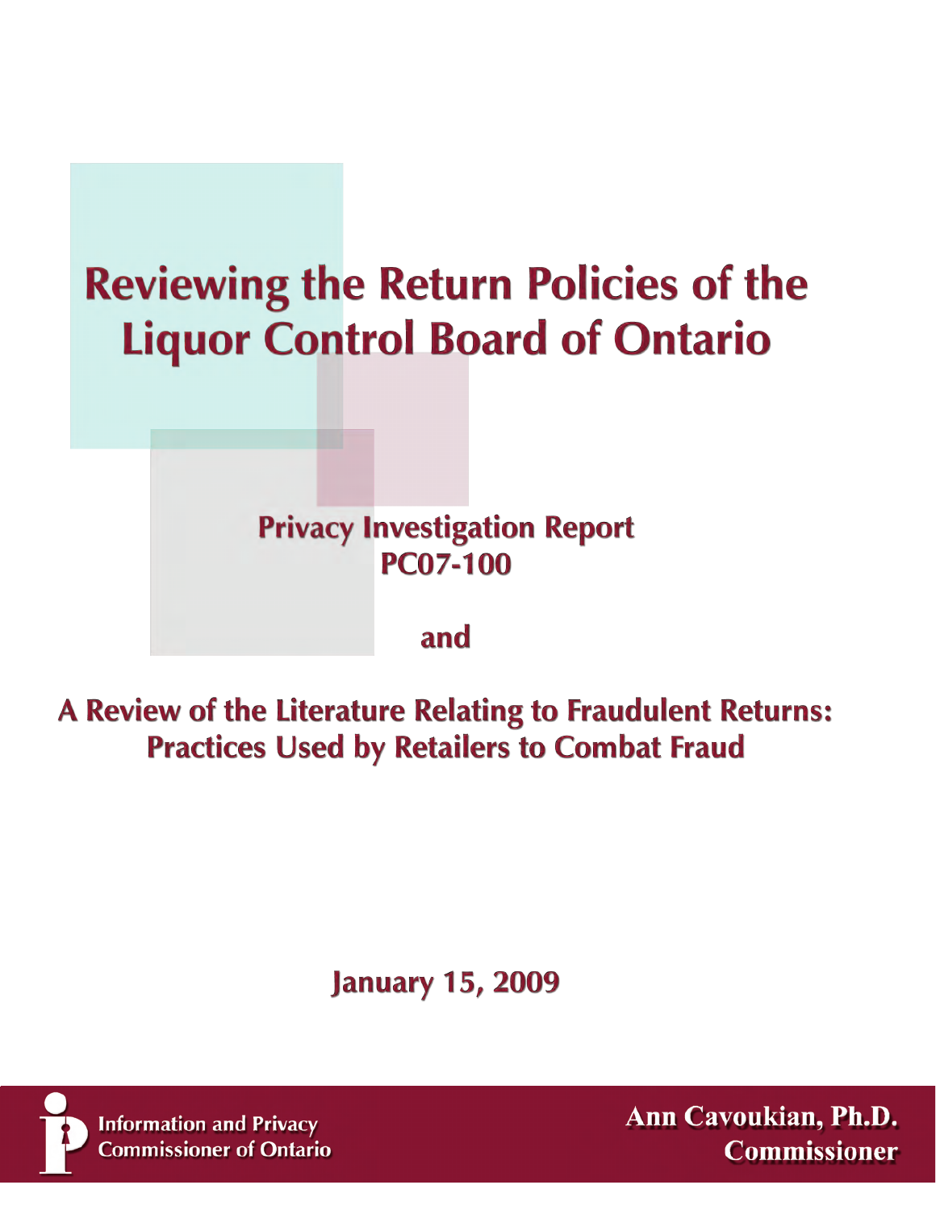# Reviewing the Return Policies of the Liquor Control Board of Ontario

## Privacy Investigation Report PC07-100

and

## A Review of the Literature Relating to Fraudulent Returns: Practices Used by Retailers to Combat Fraud

January 15, 2009

Information and Privacy Commissioner of Ontario

Ann Cavoukian, Ph.D.
Commissioner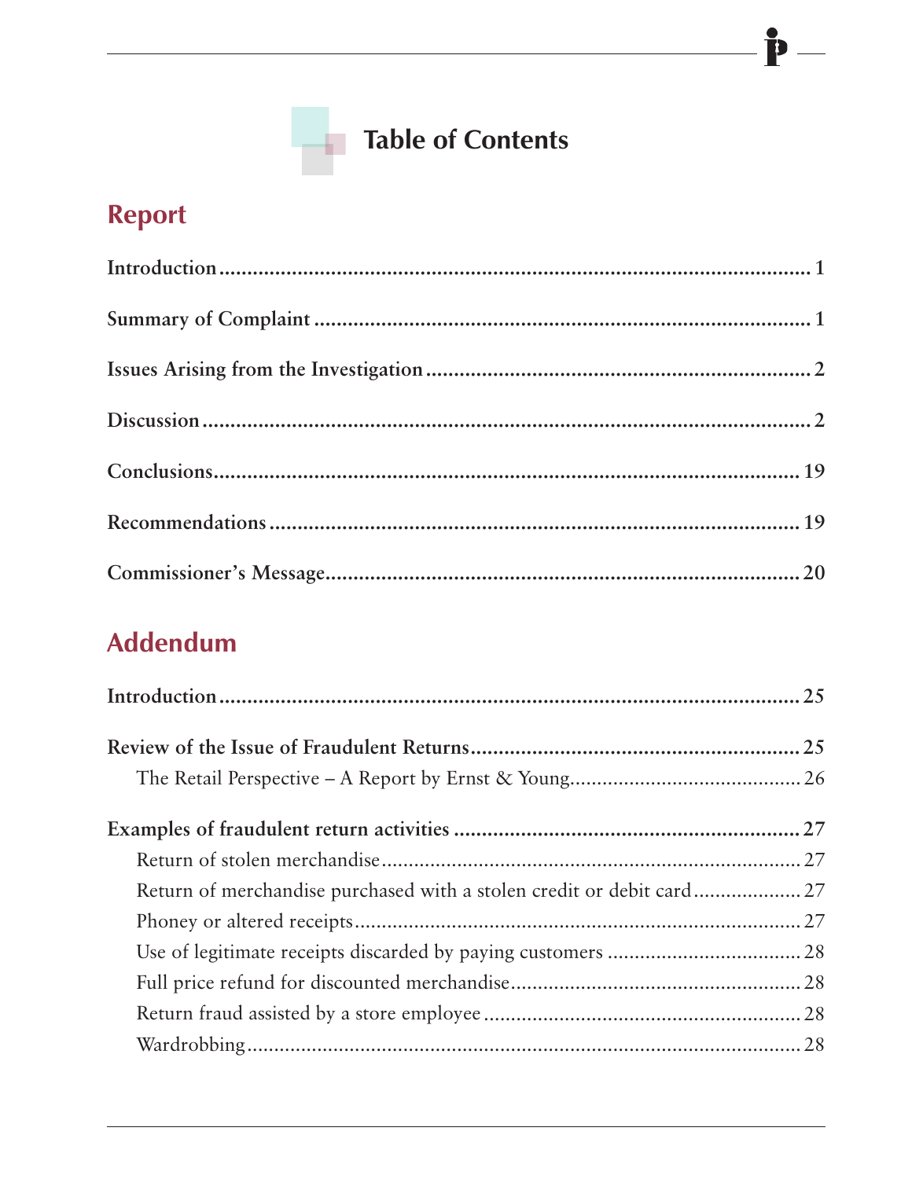# Table of Contents

## Report

**Introduction** ........................................................................................... 1

**Summary of Complaint** ........................................................................... 1

**Issues Arising from the Investigation** ..................................................... 2

**Discussion** ............................................................................................. 2

**Conclusions** ........................................................................................... 19

**Recommendations** ................................................................................. 19

**Commissioner's Message** ....................................................................... 20

## Addendum

**Introduction** ........................................................................................... 25

**Review of the Issue of Fraudulent Returns** ............................................ 25

- The Retail Perspective – A Report by Ernst & Young ............................. 26

**Examples of fraudulent return activities** ............................................... 27

- Return of stolen merchandise ................................................................ 27
- Return of merchandise purchased with a stolen credit or debit card ....... 27
- Phoney or altered receipts ..................................................................... 27
- Use of legitimate receipts discarded by paying customers ...................... 28
- Full price refund for discounted merchandise ......................................... 28
- Return fraud assisted by a store employee ............................................. 28
- Wardrobbing ......................................................................................... 28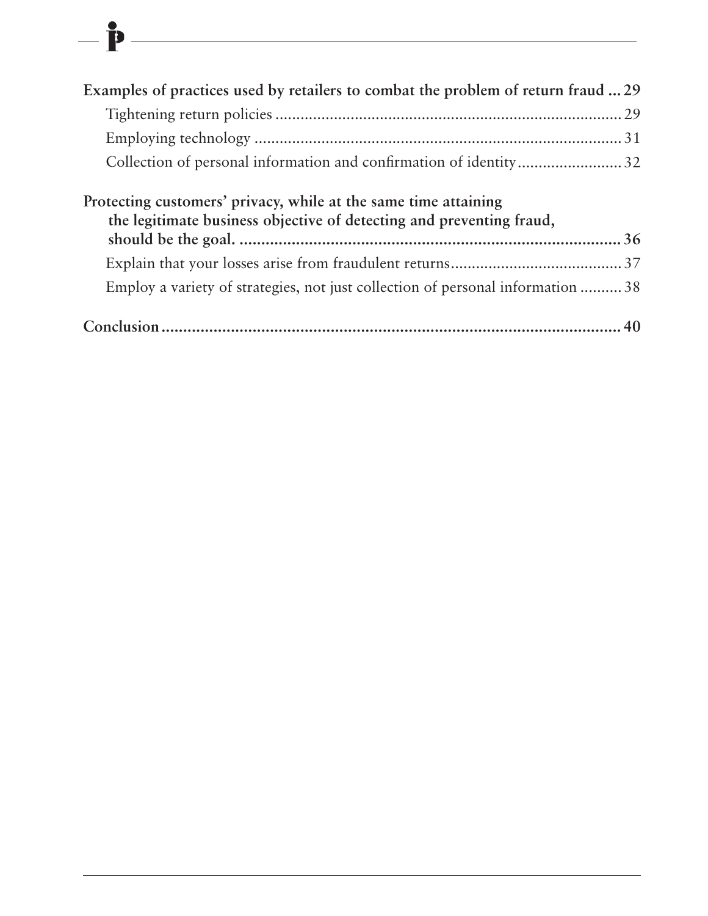**Examples of practices used by retailers to combat the problem of return fraud ... 29**

- Tightening return policies ... 29
- Employing technology ... 31
- Collection of personal information and confirmation of identity ... 32

**Protecting customers' privacy, while at the same time attaining the legitimate business objective of detecting and preventing fraud, should be the goal. ... 36**

- Explain that your losses arise from fraudulent returns ... 37
- Employ a variety of strategies, not just collection of personal information ... 38

**Conclusion ... 40**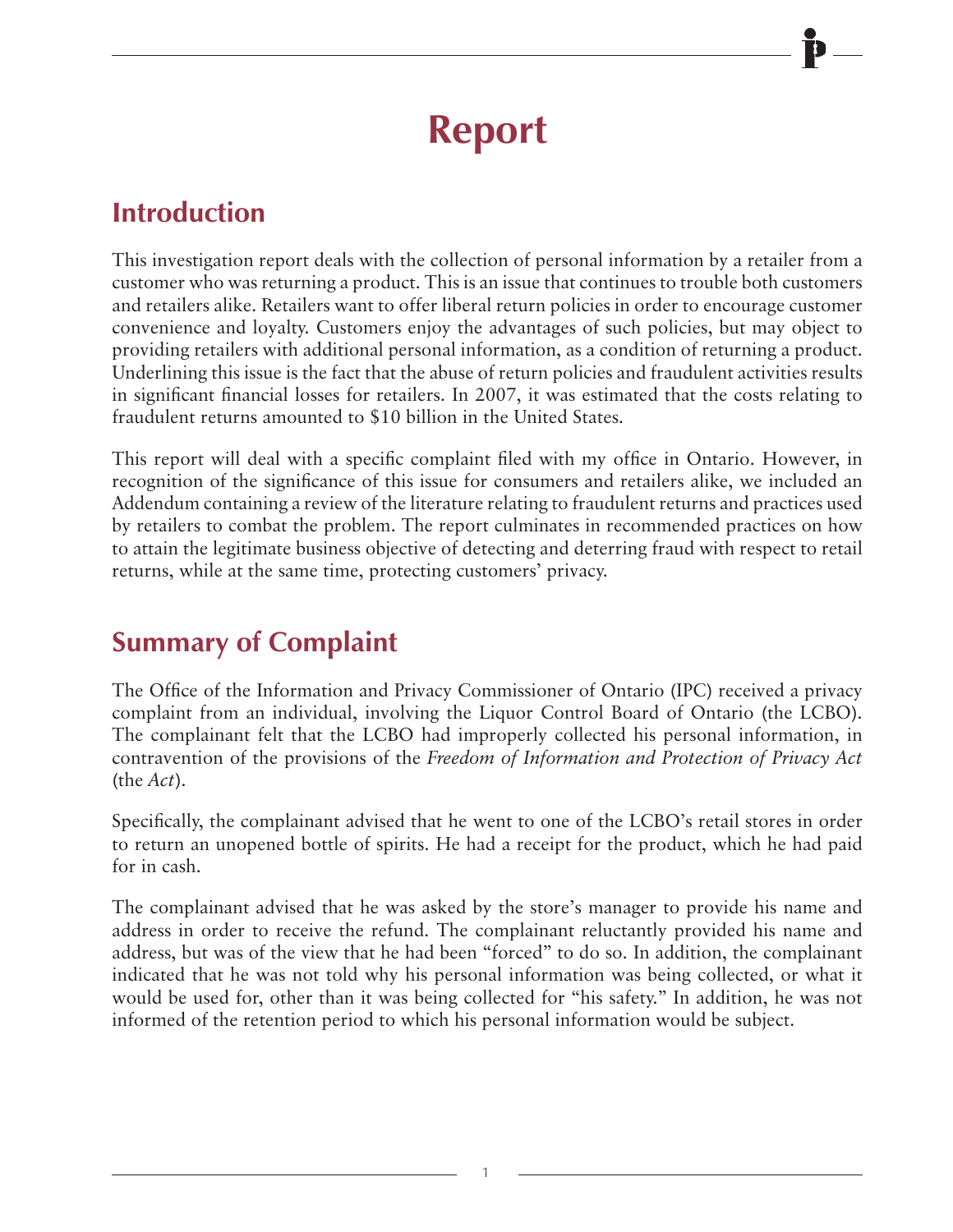# Report

## Introduction

This investigation report deals with the collection of personal information by a retailer from a customer who was returning a product. This is an issue that continues to trouble both customers and retailers alike. Retailers want to offer liberal return policies in order to encourage customer convenience and loyalty. Customers enjoy the advantages of such policies, but may object to providing retailers with additional personal information, as a condition of returning a product. Underlining this issue is the fact that the abuse of return policies and fraudulent activities results in significant financial losses for retailers. In 2007, it was estimated that the costs relating to fraudulent returns amounted to $10 billion in the United States.

This report will deal with a specific complaint filed with my office in Ontario. However, in recognition of the significance of this issue for consumers and retailers alike, we included an Addendum containing a review of the literature relating to fraudulent returns and practices used by retailers to combat the problem. The report culminates in recommended practices on how to attain the legitimate business objective of detecting and deterring fraud with respect to retail returns, while at the same time, protecting customers' privacy.

## Summary of Complaint

The Office of the Information and Privacy Commissioner of Ontario (IPC) received a privacy complaint from an individual, involving the Liquor Control Board of Ontario (the LCBO). The complainant felt that the LCBO had improperly collected his personal information, in contravention of the provisions of the *Freedom of Information and Protection of Privacy Act* (the *Act*).

Specifically, the complainant advised that he went to one of the LCBO's retail stores in order to return an unopened bottle of spirits. He had a receipt for the product, which he had paid for in cash.

The complainant advised that he was asked by the store's manager to provide his name and address in order to receive the refund. The complainant reluctantly provided his name and address, but was of the view that he had been "forced" to do so. In addition, the complainant indicated that he was not told why his personal information was being collected, or what it would be used for, other than it was being collected for "his safety." In addition, he was not informed of the retention period to which his personal information would be subject.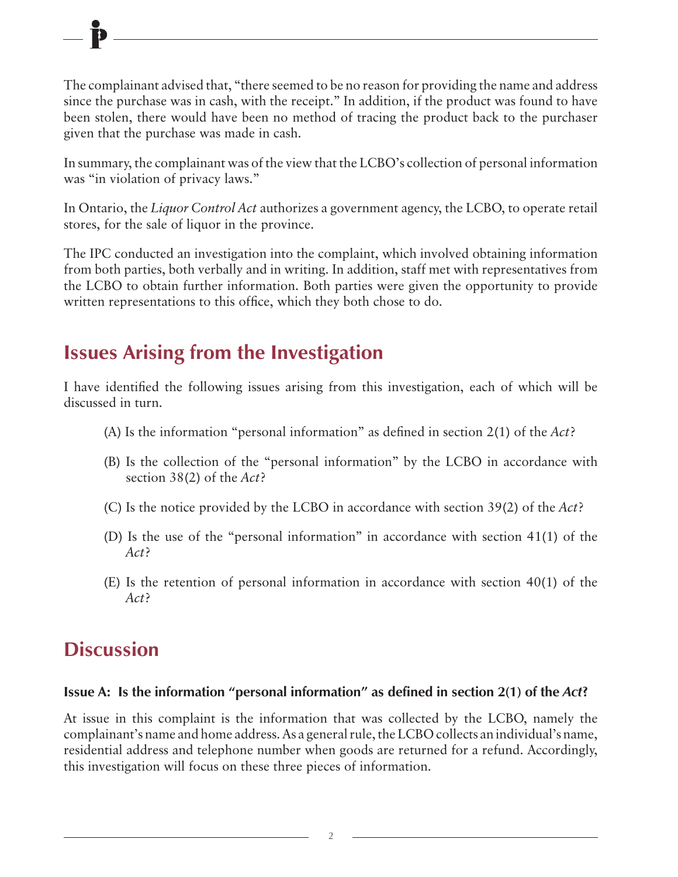The complainant advised that, "there seemed to be no reason for providing the name and address since the purchase was in cash, with the receipt." In addition, if the product was found to have been stolen, there would have been no method of tracing the product back to the purchaser given that the purchase was made in cash.

In summary, the complainant was of the view that the LCBO's collection of personal information was "in violation of privacy laws."

In Ontario, the *Liquor Control Act* authorizes a government agency, the LCBO, to operate retail stores, for the sale of liquor in the province.

The IPC conducted an investigation into the complaint, which involved obtaining information from both parties, both verbally and in writing. In addition, staff met with representatives from the LCBO to obtain further information. Both parties were given the opportunity to provide written representations to this office, which they both chose to do.

## Issues Arising from the Investigation

I have identified the following issues arising from this investigation, each of which will be discussed in turn.

(A) Is the information "personal information" as defined in section 2(1) of the *Act*?

(B) Is the collection of the "personal information" by the LCBO in accordance with section 38(2) of the *Act*?

(C) Is the notice provided by the LCBO in accordance with section 39(2) of the *Act*?

(D) Is the use of the "personal information" in accordance with section 41(1) of the *Act*?

(E) Is the retention of personal information in accordance with section 40(1) of the *Act*?

## Discussion

### Issue A: Is the information "personal information" as defined in section 2(1) of the *Act*?

At issue in this complaint is the information that was collected by the LCBO, namely the complainant's name and home address. As a general rule, the LCBO collects an individual's name, residential address and telephone number when goods are returned for a refund. Accordingly, this investigation will focus on these three pieces of information.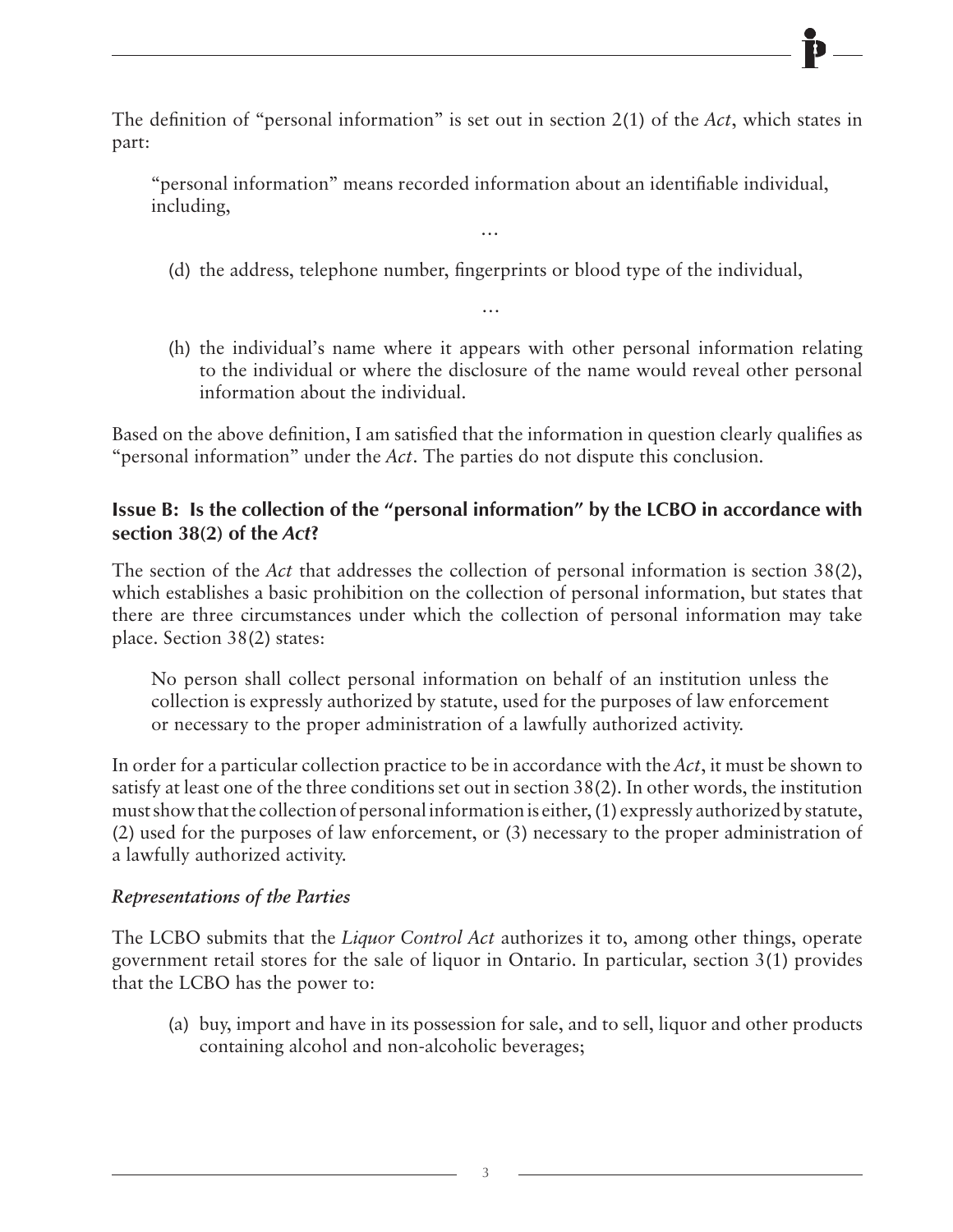The definition of "personal information" is set out in section 2(1) of the *Act*, which states in part:

> "personal information" means recorded information about an identifiable individual, including,
>
> …
>
> (d) the address, telephone number, fingerprints or blood type of the individual,
>
> …
>
> (h) the individual's name where it appears with other personal information relating to the individual or where the disclosure of the name would reveal other personal information about the individual.

Based on the above definition, I am satisfied that the information in question clearly qualifies as "personal information" under the *Act*. The parties do not dispute this conclusion.

### Issue B: Is the collection of the "personal information" by the LCBO in accordance with section 38(2) of the *Act*?

The section of the *Act* that addresses the collection of personal information is section 38(2), which establishes a basic prohibition on the collection of personal information, but states that there are three circumstances under which the collection of personal information may take place. Section 38(2) states:

> No person shall collect personal information on behalf of an institution unless the collection is expressly authorized by statute, used for the purposes of law enforcement or necessary to the proper administration of a lawfully authorized activity.

In order for a particular collection practice to be in accordance with the *Act*, it must be shown to satisfy at least one of the three conditions set out in section 38(2). In other words, the institution must show that the collection of personal information is either, (1) expressly authorized by statute, (2) used for the purposes of law enforcement, or (3) necessary to the proper administration of a lawfully authorized activity.

#### *Representations of the Parties*

The LCBO submits that the *Liquor Control Act* authorizes it to, among other things, operate government retail stores for the sale of liquor in Ontario. In particular, section 3(1) provides that the LCBO has the power to:

> (a) buy, import and have in its possession for sale, and to sell, liquor and other products containing alcohol and non-alcoholic beverages;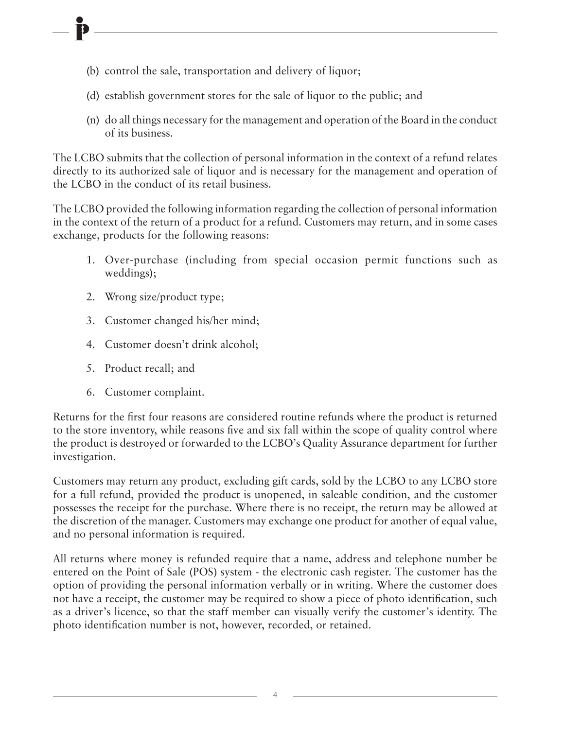(b) control the sale, transportation and delivery of liquor;

(d) establish government stores for the sale of liquor to the public; and

(n) do all things necessary for the management and operation of the Board in the conduct of its business.

The LCBO submits that the collection of personal information in the context of a refund relates directly to its authorized sale of liquor and is necessary for the management and operation of the LCBO in the conduct of its retail business.

The LCBO provided the following information regarding the collection of personal information in the context of the return of a product for a refund. Customers may return, and in some cases exchange, products for the following reasons:

1. Over-purchase (including from special occasion permit functions such as weddings);
2. Wrong size/product type;
3. Customer changed his/her mind;
4. Customer doesn't drink alcohol;
5. Product recall; and
6. Customer complaint.

Returns for the first four reasons are considered routine refunds where the product is returned to the store inventory, while reasons five and six fall within the scope of quality control where the product is destroyed or forwarded to the LCBO's Quality Assurance department for further investigation.

Customers may return any product, excluding gift cards, sold by the LCBO to any LCBO store for a full refund, provided the product is unopened, in saleable condition, and the customer possesses the receipt for the purchase. Where there is no receipt, the return may be allowed at the discretion of the manager. Customers may exchange one product for another of equal value, and no personal information is required.

All returns where money is refunded require that a name, address and telephone number be entered on the Point of Sale (POS) system - the electronic cash register. The customer has the option of providing the personal information verbally or in writing. Where the customer does not have a receipt, the customer may be required to show a piece of photo identification, such as a driver's licence, so that the staff member can visually verify the customer's identity. The photo identification number is not, however, recorded, or retained.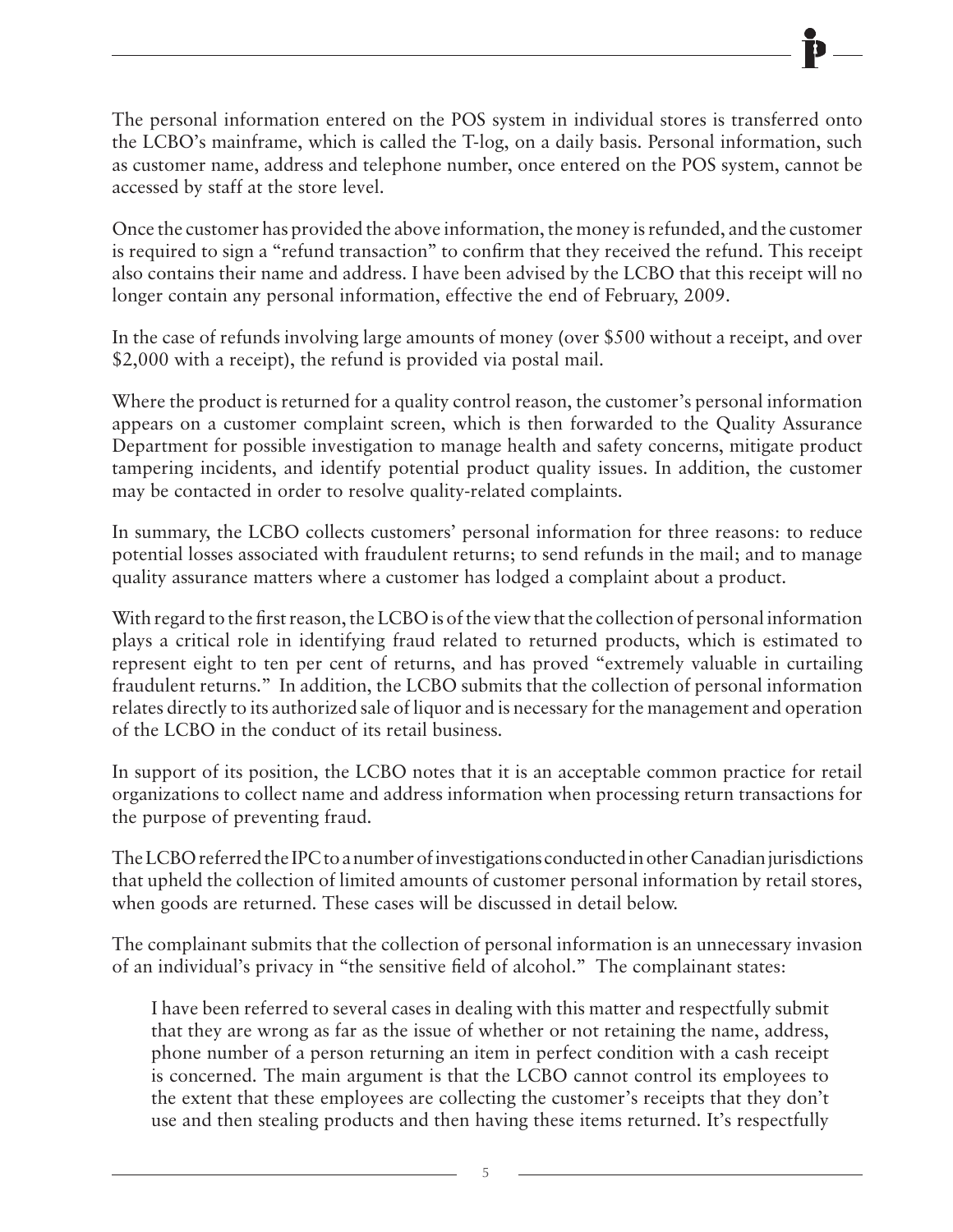The personal information entered on the POS system in individual stores is transferred onto the LCBO's mainframe, which is called the T-log, on a daily basis. Personal information, such as customer name, address and telephone number, once entered on the POS system, cannot be accessed by staff at the store level.

Once the customer has provided the above information, the money is refunded, and the customer is required to sign a "refund transaction" to confirm that they received the refund. This receipt also contains their name and address. I have been advised by the LCBO that this receipt will no longer contain any personal information, effective the end of February, 2009.

In the case of refunds involving large amounts of money (over $500 without a receipt, and over $2,000 with a receipt), the refund is provided via postal mail.

Where the product is returned for a quality control reason, the customer's personal information appears on a customer complaint screen, which is then forwarded to the Quality Assurance Department for possible investigation to manage health and safety concerns, mitigate product tampering incidents, and identify potential product quality issues. In addition, the customer may be contacted in order to resolve quality-related complaints.

In summary, the LCBO collects customers' personal information for three reasons: to reduce potential losses associated with fraudulent returns; to send refunds in the mail; and to manage quality assurance matters where a customer has lodged a complaint about a product.

With regard to the first reason, the LCBO is of the view that the collection of personal information plays a critical role in identifying fraud related to returned products, which is estimated to represent eight to ten per cent of returns, and has proved "extremely valuable in curtailing fraudulent returns." In addition, the LCBO submits that the collection of personal information relates directly to its authorized sale of liquor and is necessary for the management and operation of the LCBO in the conduct of its retail business.

In support of its position, the LCBO notes that it is an acceptable common practice for retail organizations to collect name and address information when processing return transactions for the purpose of preventing fraud.

The LCBO referred the IPC to a number of investigations conducted in other Canadian jurisdictions that upheld the collection of limited amounts of customer personal information by retail stores, when goods are returned. These cases will be discussed in detail below.

The complainant submits that the collection of personal information is an unnecessary invasion of an individual's privacy in "the sensitive field of alcohol." The complainant states:

> I have been referred to several cases in dealing with this matter and respectfully submit that they are wrong as far as the issue of whether or not retaining the name, address, phone number of a person returning an item in perfect condition with a cash receipt is concerned. The main argument is that the LCBO cannot control its employees to the extent that these employees are collecting the customer's receipts that they don't use and then stealing products and then having these items returned. It's respectfully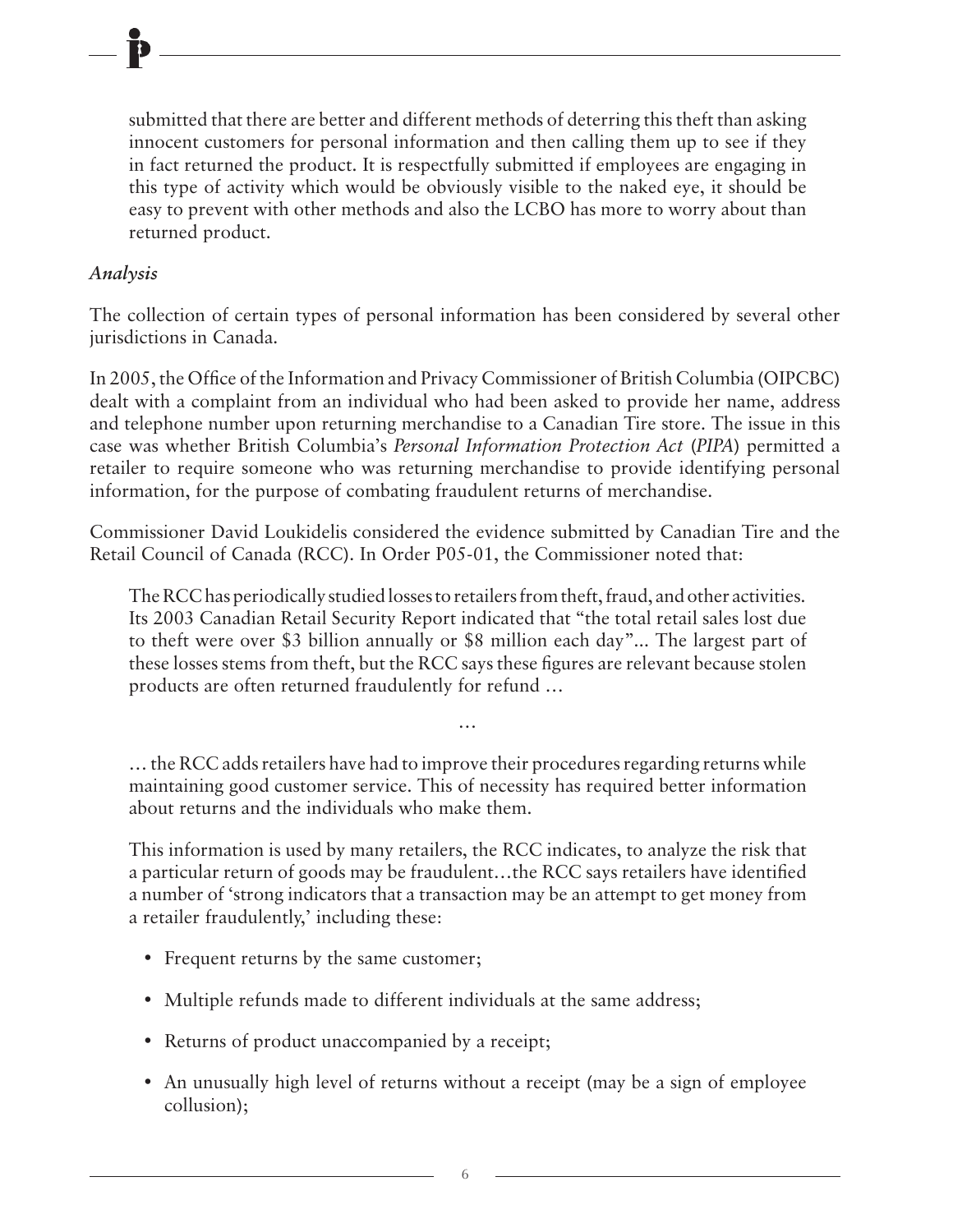submitted that there are better and different methods of deterring this theft than asking innocent customers for personal information and then calling them up to see if they in fact returned the product. It is respectfully submitted if employees are engaging in this type of activity which would be obviously visible to the naked eye, it should be easy to prevent with other methods and also the LCBO has more to worry about than returned product.

*Analysis*

The collection of certain types of personal information has been considered by several other jurisdictions in Canada.

In 2005, the Office of the Information and Privacy Commissioner of British Columbia (OIPCBC) dealt with a complaint from an individual who had been asked to provide her name, address and telephone number upon returning merchandise to a Canadian Tire store. The issue in this case was whether British Columbia's *Personal Information Protection Act* (*PIPA*) permitted a retailer to require someone who was returning merchandise to provide identifying personal information, for the purpose of combating fraudulent returns of merchandise.

Commissioner David Loukidelis considered the evidence submitted by Canadian Tire and the Retail Council of Canada (RCC). In Order P05-01, the Commissioner noted that:

> The RCC has periodically studied losses to retailers from theft, fraud, and other activities. Its 2003 Canadian Retail Security Report indicated that "the total retail sales lost due to theft were over $3 billion annually or $8 million each day"... The largest part of these losses stems from theft, but the RCC says these figures are relevant because stolen products are often returned fraudulently for refund …
>
> …
>
> … the RCC adds retailers have had to improve their procedures regarding returns while maintaining good customer service. This of necessity has required better information about returns and the individuals who make them.
>
> This information is used by many retailers, the RCC indicates, to analyze the risk that a particular return of goods may be fraudulent…the RCC says retailers have identified a number of 'strong indicators that a transaction may be an attempt to get money from a retailer fraudulently,' including these:
>
> - Frequent returns by the same customer;
> - Multiple refunds made to different individuals at the same address;
> - Returns of product unaccompanied by a receipt;
> - An unusually high level of returns without a receipt (may be a sign of employee collusion);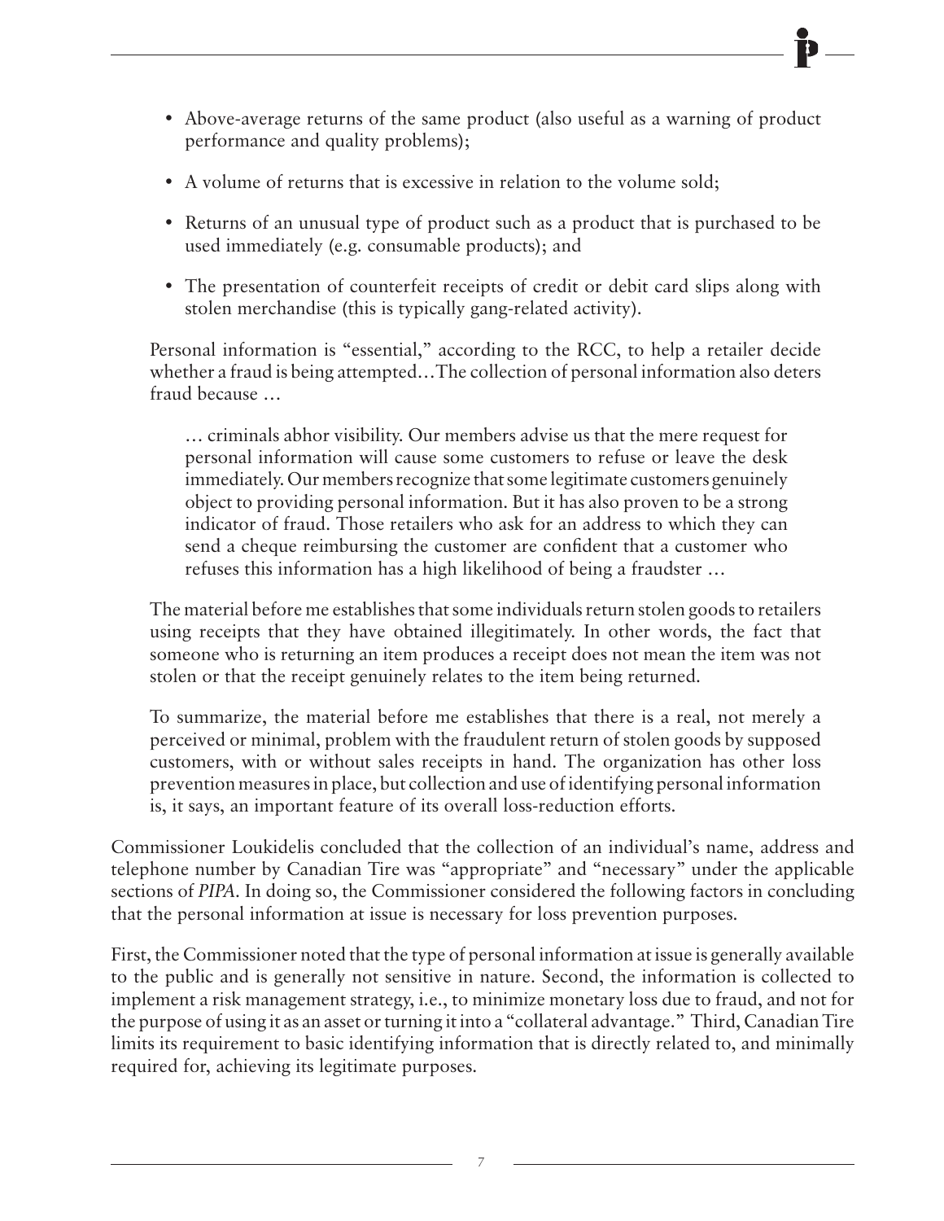- Above-average returns of the same product (also useful as a warning of product performance and quality problems);
- A volume of returns that is excessive in relation to the volume sold;
- Returns of an unusual type of product such as a product that is purchased to be used immediately (e.g. consumable products); and
- The presentation of counterfeit receipts of credit or debit card slips along with stolen merchandise (this is typically gang-related activity).

> Personal information is "essential," according to the RCC, to help a retailer decide whether a fraud is being attempted…The collection of personal information also deters fraud because …
>
> > … criminals abhor visibility. Our members advise us that the mere request for personal information will cause some customers to refuse or leave the desk immediately. Our members recognize that some legitimate customers genuinely object to providing personal information. But it has also proven to be a strong indicator of fraud. Those retailers who ask for an address to which they can send a cheque reimbursing the customer are confident that a customer who refuses this information has a high likelihood of being a fraudster …
>
> The material before me establishes that some individuals return stolen goods to retailers using receipts that they have obtained illegitimately. In other words, the fact that someone who is returning an item produces a receipt does not mean the item was not stolen or that the receipt genuinely relates to the item being returned.
>
> To summarize, the material before me establishes that there is a real, not merely a perceived or minimal, problem with the fraudulent return of stolen goods by supposed customers, with or without sales receipts in hand. The organization has other loss prevention measures in place, but collection and use of identifying personal information is, it says, an important feature of its overall loss-reduction efforts.

Commissioner Loukidelis concluded that the collection of an individual's name, address and telephone number by Canadian Tire was "appropriate" and "necessary" under the applicable sections of *PIPA*. In doing so, the Commissioner considered the following factors in concluding that the personal information at issue is necessary for loss prevention purposes.

First, the Commissioner noted that the type of personal information at issue is generally available to the public and is generally not sensitive in nature. Second, the information is collected to implement a risk management strategy, i.e., to minimize monetary loss due to fraud, and not for the purpose of using it as an asset or turning it into a "collateral advantage." Third, Canadian Tire limits its requirement to basic identifying information that is directly related to, and minimally required for, achieving its legitimate purposes.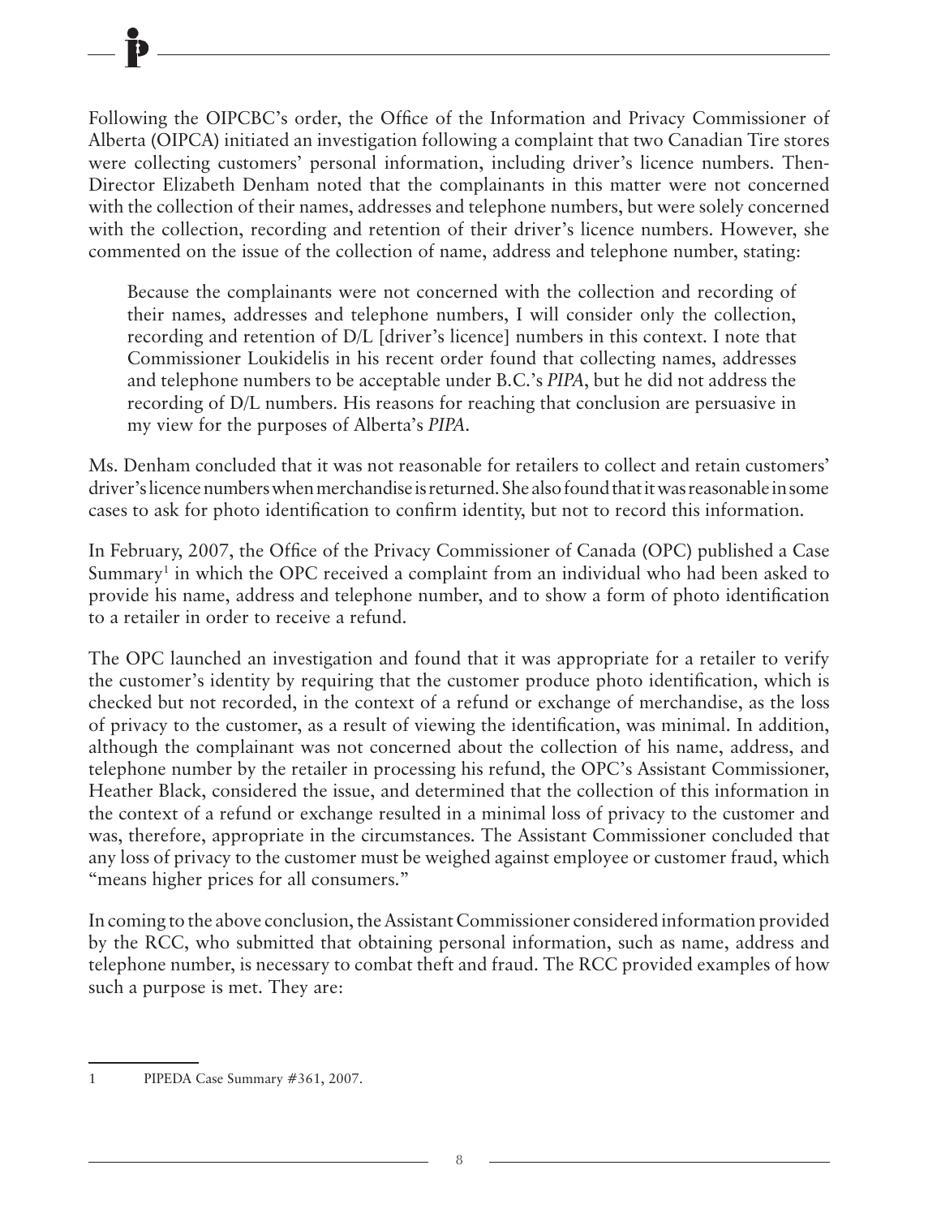Following the OIPCBC's order, the Office of the Information and Privacy Commissioner of Alberta (OIPCA) initiated an investigation following a complaint that two Canadian Tire stores were collecting customers' personal information, including driver's licence numbers. Then-Director Elizabeth Denham noted that the complainants in this matter were not concerned with the collection of their names, addresses and telephone numbers, but were solely concerned with the collection, recording and retention of their driver's licence numbers. However, she commented on the issue of the collection of name, address and telephone number, stating:

> Because the complainants were not concerned with the collection and recording of their names, addresses and telephone numbers, I will consider only the collection, recording and retention of D/L [driver's licence] numbers in this context. I note that Commissioner Loukidelis in his recent order found that collecting names, addresses and telephone numbers to be acceptable under B.C.'s *PIPA*, but he did not address the recording of D/L numbers. His reasons for reaching that conclusion are persuasive in my view for the purposes of Alberta's *PIPA*.

Ms. Denham concluded that it was not reasonable for retailers to collect and retain customers' driver's licence numbers when merchandise is returned. She also found that it was reasonable in some cases to ask for photo identification to confirm identity, but not to record this information.

In February, 2007, the Office of the Privacy Commissioner of Canada (OPC) published a Case Summary[1] in which the OPC received a complaint from an individual who had been asked to provide his name, address and telephone number, and to show a form of photo identification to a retailer in order to receive a refund.

The OPC launched an investigation and found that it was appropriate for a retailer to verify the customer's identity by requiring that the customer produce photo identification, which is checked but not recorded, in the context of a refund or exchange of merchandise, as the loss of privacy to the customer, as a result of viewing the identification, was minimal. In addition, although the complainant was not concerned about the collection of his name, address, and telephone number by the retailer in processing his refund, the OPC's Assistant Commissioner, Heather Black, considered the issue, and determined that the collection of this information in the context of a refund or exchange resulted in a minimal loss of privacy to the customer and was, therefore, appropriate in the circumstances. The Assistant Commissioner concluded that any loss of privacy to the customer must be weighed against employee or customer fraud, which "means higher prices for all consumers."

In coming to the above conclusion, the Assistant Commissioner considered information provided by the RCC, who submitted that obtaining personal information, such as name, address and telephone number, is necessary to combat theft and fraud. The RCC provided examples of how such a purpose is met. They are:

---

1 PIPEDA Case Summary #361, 2007.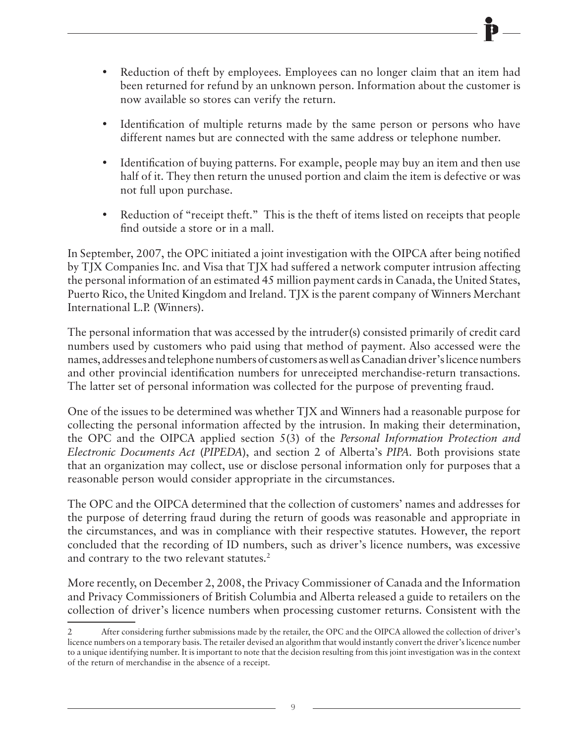- Reduction of theft by employees. Employees can no longer claim that an item had been returned for refund by an unknown person. Information about the customer is now available so stores can verify the return.
- Identification of multiple returns made by the same person or persons who have different names but are connected with the same address or telephone number.
- Identification of buying patterns. For example, people may buy an item and then use half of it. They then return the unused portion and claim the item is defective or was not full upon purchase.
- Reduction of "receipt theft." This is the theft of items listed on receipts that people find outside a store or in a mall.

In September, 2007, the OPC initiated a joint investigation with the OIPCA after being notified by TJX Companies Inc. and Visa that TJX had suffered a network computer intrusion affecting the personal information of an estimated 45 million payment cards in Canada, the United States, Puerto Rico, the United Kingdom and Ireland. TJX is the parent company of Winners Merchant International L.P. (Winners).

The personal information that was accessed by the intruder(s) consisted primarily of credit card numbers used by customers who paid using that method of payment. Also accessed were the names, addresses and telephone numbers of customers as well as Canadian driver's licence numbers and other provincial identification numbers for unreceipted merchandise-return transactions. The latter set of personal information was collected for the purpose of preventing fraud.

One of the issues to be determined was whether TJX and Winners had a reasonable purpose for collecting the personal information affected by the intrusion. In making their determination, the OPC and the OIPCA applied section 5(3) of the *Personal Information Protection and Electronic Documents Act* (*PIPEDA*), and section 2 of Alberta's *PIPA*. Both provisions state that an organization may collect, use or disclose personal information only for purposes that a reasonable person would consider appropriate in the circumstances.

The OPC and the OIPCA determined that the collection of customers' names and addresses for the purpose of deterring fraud during the return of goods was reasonable and appropriate in the circumstances, and was in compliance with their respective statutes. However, the report concluded that the recording of ID numbers, such as driver's licence numbers, was excessive and contrary to the two relevant statutes.[2]

More recently, on December 2, 2008, the Privacy Commissioner of Canada and the Information and Privacy Commissioners of British Columbia and Alberta released a guide to retailers on the collection of driver's licence numbers when processing customer returns. Consistent with the

---

2 After considering further submissions made by the retailer, the OPC and the OIPCA allowed the collection of driver's licence numbers on a temporary basis. The retailer devised an algorithm that would instantly convert the driver's licence number to a unique identifying number. It is important to note that the decision resulting from this joint investigation was in the context of the return of merchandise in the absence of a receipt.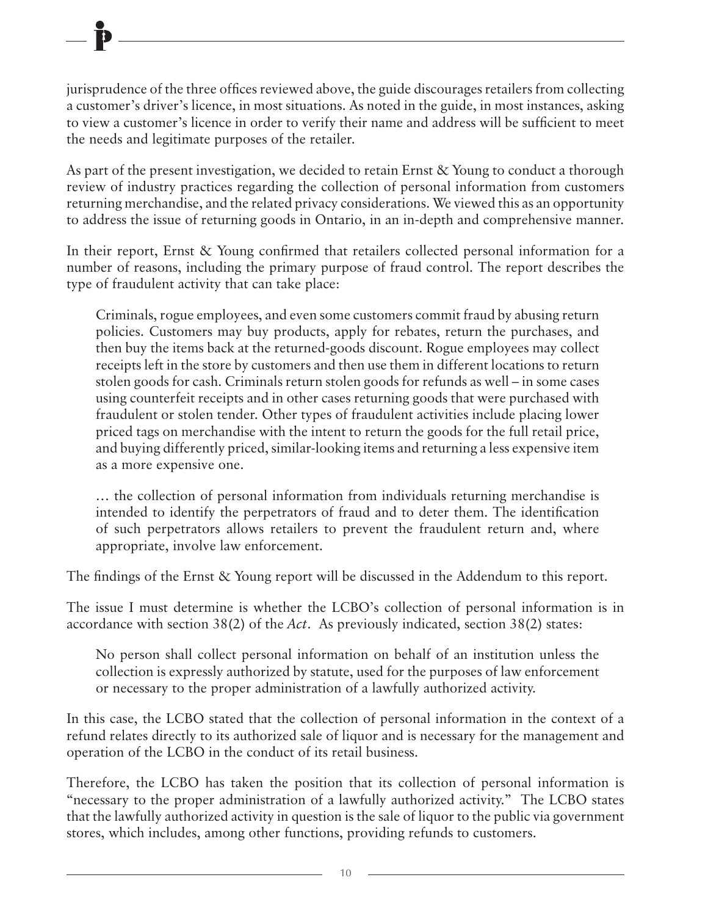jurisprudence of the three offices reviewed above, the guide discourages retailers from collecting a customer's driver's licence, in most situations. As noted in the guide, in most instances, asking to view a customer's licence in order to verify their name and address will be sufficient to meet the needs and legitimate purposes of the retailer.

As part of the present investigation, we decided to retain Ernst & Young to conduct a thorough review of industry practices regarding the collection of personal information from customers returning merchandise, and the related privacy considerations. We viewed this as an opportunity to address the issue of returning goods in Ontario, in an in-depth and comprehensive manner.

In their report, Ernst & Young confirmed that retailers collected personal information for a number of reasons, including the primary purpose of fraud control. The report describes the type of fraudulent activity that can take place:

> Criminals, rogue employees, and even some customers commit fraud by abusing return policies. Customers may buy products, apply for rebates, return the purchases, and then buy the items back at the returned-goods discount. Rogue employees may collect receipts left in the store by customers and then use them in different locations to return stolen goods for cash. Criminals return stolen goods for refunds as well – in some cases using counterfeit receipts and in other cases returning goods that were purchased with fraudulent or stolen tender. Other types of fraudulent activities include placing lower priced tags on merchandise with the intent to return the goods for the full retail price, and buying differently priced, similar-looking items and returning a less expensive item as a more expensive one.
>
> … the collection of personal information from individuals returning merchandise is intended to identify the perpetrators of fraud and to deter them. The identification of such perpetrators allows retailers to prevent the fraudulent return and, where appropriate, involve law enforcement.

The findings of the Ernst & Young report will be discussed in the Addendum to this report.

The issue I must determine is whether the LCBO's collection of personal information is in accordance with section 38(2) of the *Act*. As previously indicated, section 38(2) states:

> No person shall collect personal information on behalf of an institution unless the collection is expressly authorized by statute, used for the purposes of law enforcement or necessary to the proper administration of a lawfully authorized activity.

In this case, the LCBO stated that the collection of personal information in the context of a refund relates directly to its authorized sale of liquor and is necessary for the management and operation of the LCBO in the conduct of its retail business.

Therefore, the LCBO has taken the position that its collection of personal information is "necessary to the proper administration of a lawfully authorized activity." The LCBO states that the lawfully authorized activity in question is the sale of liquor to the public via government stores, which includes, among other functions, providing refunds to customers.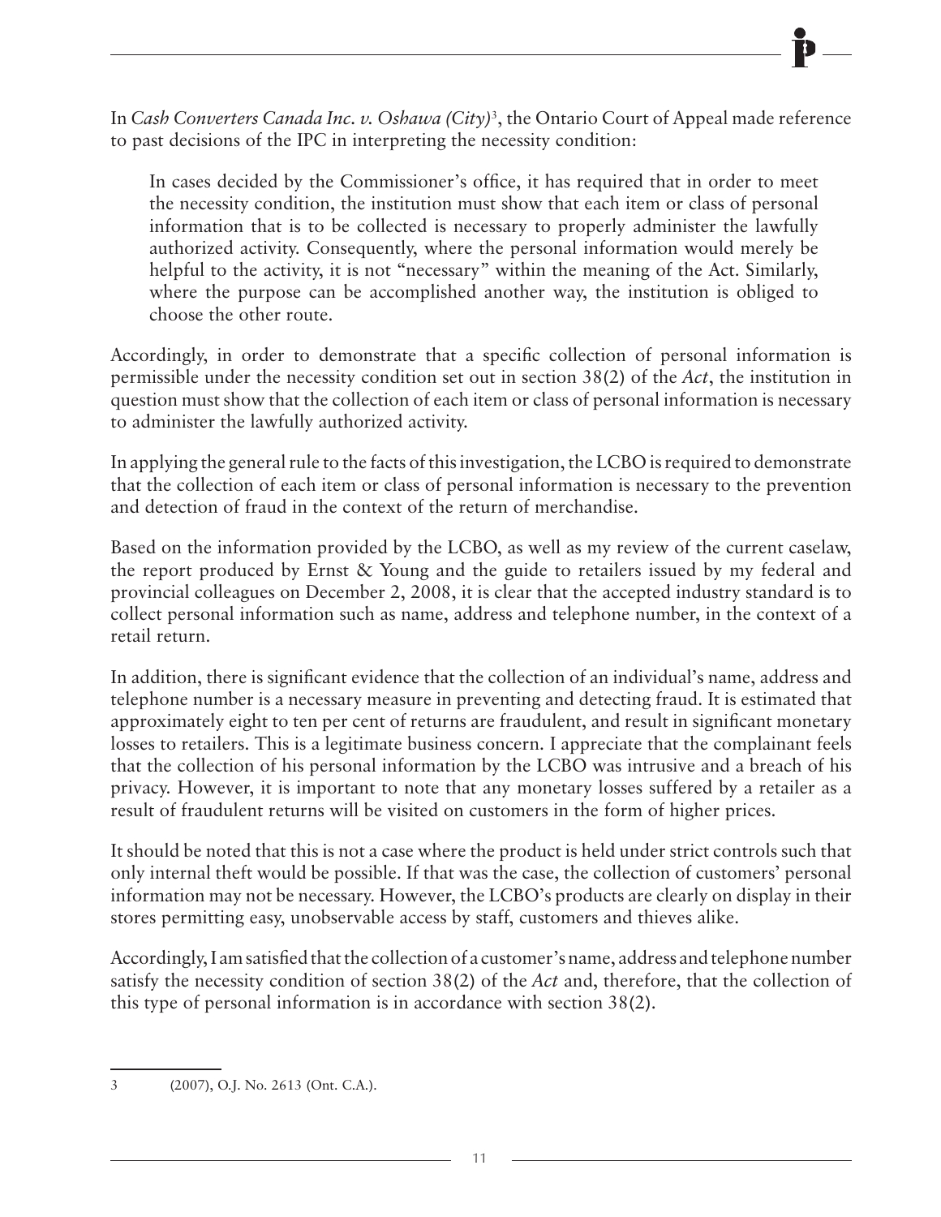In *Cash Converters Canada Inc. v. Oshawa (City)*[3], the Ontario Court of Appeal made reference to past decisions of the IPC in interpreting the necessity condition:

> In cases decided by the Commissioner's office, it has required that in order to meet the necessity condition, the institution must show that each item or class of personal information that is to be collected is necessary to properly administer the lawfully authorized activity. Consequently, where the personal information would merely be helpful to the activity, it is not "necessary" within the meaning of the Act. Similarly, where the purpose can be accomplished another way, the institution is obliged to choose the other route.

Accordingly, in order to demonstrate that a specific collection of personal information is permissible under the necessity condition set out in section 38(2) of the *Act*, the institution in question must show that the collection of each item or class of personal information is necessary to administer the lawfully authorized activity.

In applying the general rule to the facts of this investigation, the LCBO is required to demonstrate that the collection of each item or class of personal information is necessary to the prevention and detection of fraud in the context of the return of merchandise.

Based on the information provided by the LCBO, as well as my review of the current caselaw, the report produced by Ernst & Young and the guide to retailers issued by my federal and provincial colleagues on December 2, 2008, it is clear that the accepted industry standard is to collect personal information such as name, address and telephone number, in the context of a retail return.

In addition, there is significant evidence that the collection of an individual's name, address and telephone number is a necessary measure in preventing and detecting fraud. It is estimated that approximately eight to ten per cent of returns are fraudulent, and result in significant monetary losses to retailers. This is a legitimate business concern. I appreciate that the complainant feels that the collection of his personal information by the LCBO was intrusive and a breach of his privacy. However, it is important to note that any monetary losses suffered by a retailer as a result of fraudulent returns will be visited on customers in the form of higher prices.

It should be noted that this is not a case where the product is held under strict controls such that only internal theft would be possible. If that was the case, the collection of customers' personal information may not be necessary. However, the LCBO's products are clearly on display in their stores permitting easy, unobservable access by staff, customers and thieves alike.

Accordingly, I am satisfied that the collection of a customer's name, address and telephone number satisfy the necessity condition of section 38(2) of the *Act* and, therefore, that the collection of this type of personal information is in accordance with section 38(2).

---

[3] (2007), O.J. No. 2613 (Ont. C.A.).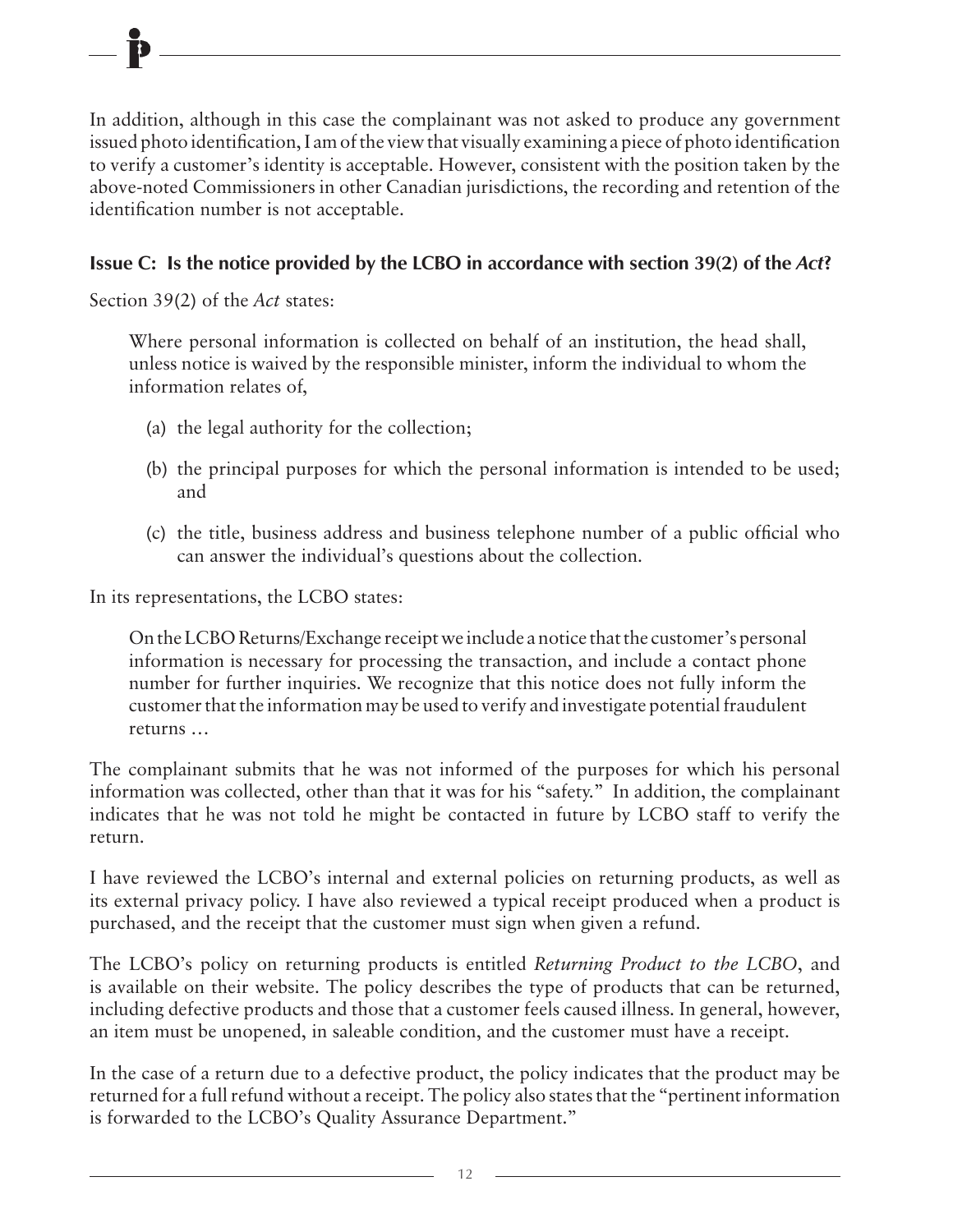In addition, although in this case the complainant was not asked to produce any government issued photo identification, I am of the view that visually examining a piece of photo identification to verify a customer's identity is acceptable. However, consistent with the position taken by the above-noted Commissioners in other Canadian jurisdictions, the recording and retention of the identification number is not acceptable.

### Issue C: Is the notice provided by the LCBO in accordance with section 39(2) of the *Act*?

Section 39(2) of the *Act* states:

> Where personal information is collected on behalf of an institution, the head shall, unless notice is waived by the responsible minister, inform the individual to whom the information relates of,
>
> (a) the legal authority for the collection;
>
> (b) the principal purposes for which the personal information is intended to be used; and
>
> (c) the title, business address and business telephone number of a public official who can answer the individual's questions about the collection.

In its representations, the LCBO states:

> On the LCBO Returns/Exchange receipt we include a notice that the customer's personal information is necessary for processing the transaction, and include a contact phone number for further inquiries. We recognize that this notice does not fully inform the customer that the information may be used to verify and investigate potential fraudulent returns …

The complainant submits that he was not informed of the purposes for which his personal information was collected, other than that it was for his "safety." In addition, the complainant indicates that he was not told he might be contacted in future by LCBO staff to verify the return.

I have reviewed the LCBO's internal and external policies on returning products, as well as its external privacy policy. I have also reviewed a typical receipt produced when a product is purchased, and the receipt that the customer must sign when given a refund.

The LCBO's policy on returning products is entitled *Returning Product to the LCBO*, and is available on their website. The policy describes the type of products that can be returned, including defective products and those that a customer feels caused illness. In general, however, an item must be unopened, in saleable condition, and the customer must have a receipt.

In the case of a return due to a defective product, the policy indicates that the product may be returned for a full refund without a receipt. The policy also states that the "pertinent information is forwarded to the LCBO's Quality Assurance Department."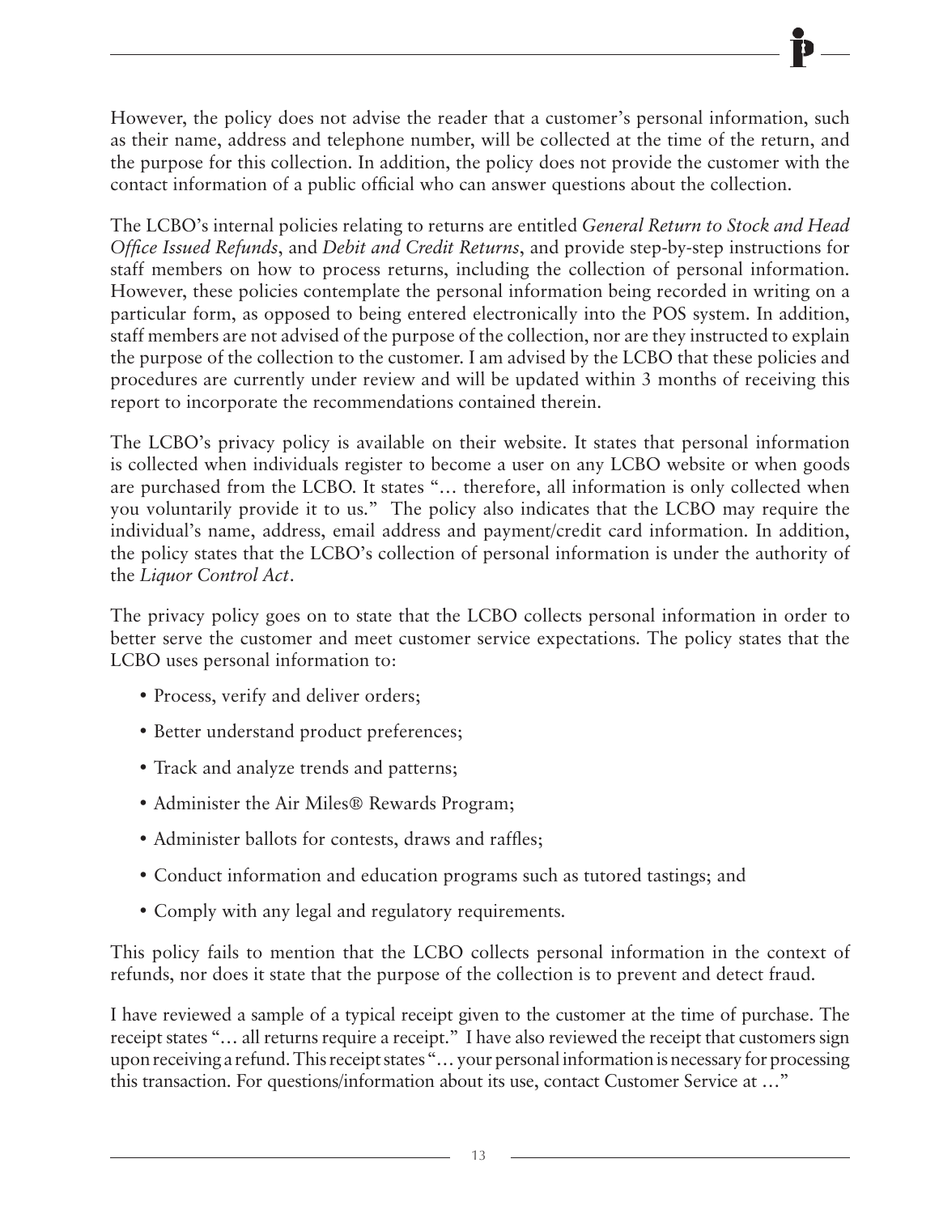However, the policy does not advise the reader that a customer's personal information, such as their name, address and telephone number, will be collected at the time of the return, and the purpose for this collection. In addition, the policy does not provide the customer with the contact information of a public official who can answer questions about the collection.

The LCBO's internal policies relating to returns are entitled *General Return to Stock and Head Office Issued Refunds*, and *Debit and Credit Returns*, and provide step-by-step instructions for staff members on how to process returns, including the collection of personal information. However, these policies contemplate the personal information being recorded in writing on a particular form, as opposed to being entered electronically into the POS system. In addition, staff members are not advised of the purpose of the collection, nor are they instructed to explain the purpose of the collection to the customer. I am advised by the LCBO that these policies and procedures are currently under review and will be updated within 3 months of receiving this report to incorporate the recommendations contained therein.

The LCBO's privacy policy is available on their website. It states that personal information is collected when individuals register to become a user on any LCBO website or when goods are purchased from the LCBO. It states "… therefore, all information is only collected when you voluntarily provide it to us." The policy also indicates that the LCBO may require the individual's name, address, email address and payment/credit card information. In addition, the policy states that the LCBO's collection of personal information is under the authority of the *Liquor Control Act*.

The privacy policy goes on to state that the LCBO collects personal information in order to better serve the customer and meet customer service expectations. The policy states that the LCBO uses personal information to:

- Process, verify and deliver orders;
- Better understand product preferences;
- Track and analyze trends and patterns;
- Administer the Air Miles® Rewards Program;
- Administer ballots for contests, draws and raffles;
- Conduct information and education programs such as tutored tastings; and
- Comply with any legal and regulatory requirements.

This policy fails to mention that the LCBO collects personal information in the context of refunds, nor does it state that the purpose of the collection is to prevent and detect fraud.

I have reviewed a sample of a typical receipt given to the customer at the time of purchase. The receipt states "… all returns require a receipt." I have also reviewed the receipt that customers sign upon receiving a refund. This receipt states "… your personal information is necessary for processing this transaction. For questions/information about its use, contact Customer Service at …"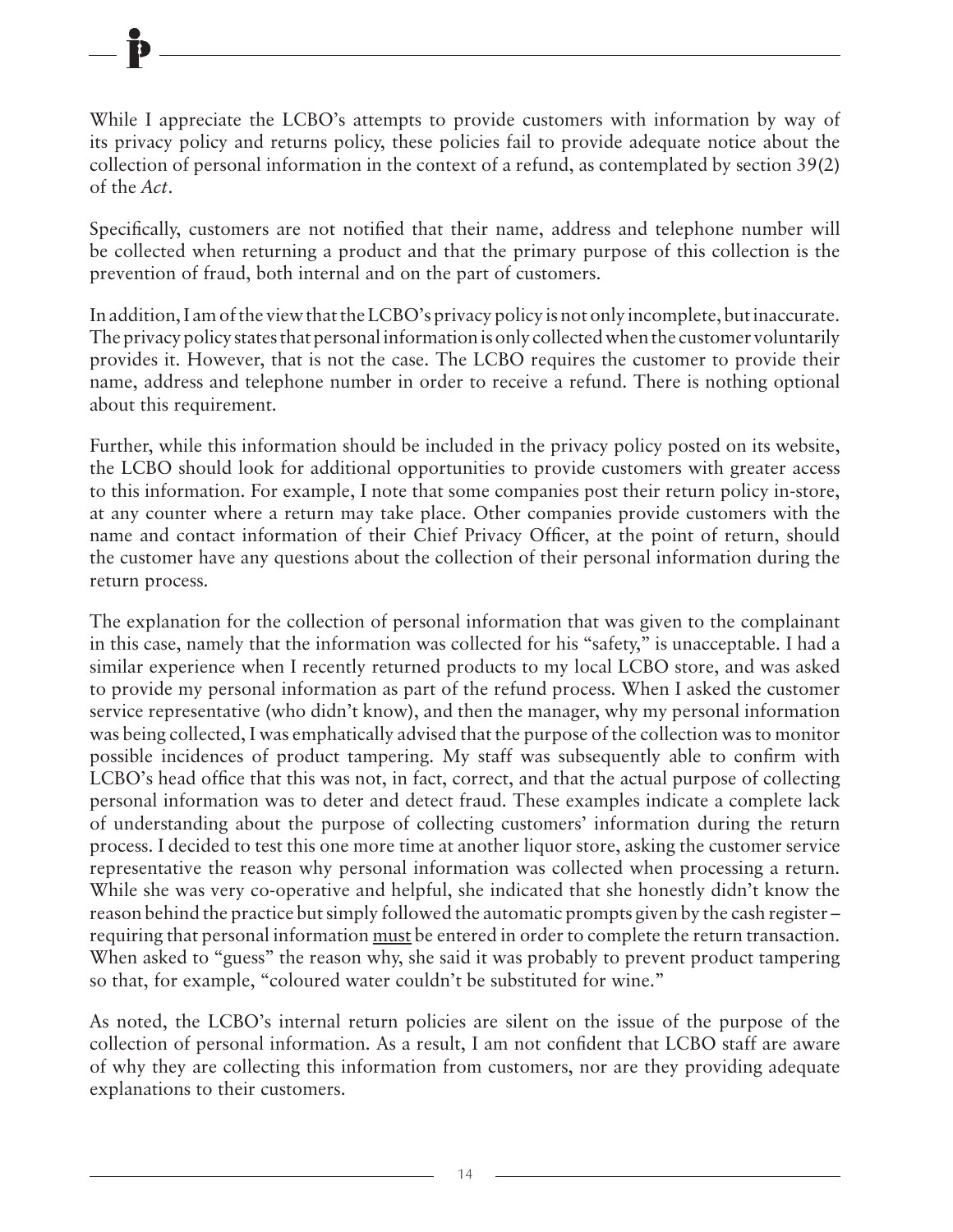While I appreciate the LCBO's attempts to provide customers with information by way of its privacy policy and returns policy, these policies fail to provide adequate notice about the collection of personal information in the context of a refund, as contemplated by section 39(2) of the *Act*.

Specifically, customers are not notified that their name, address and telephone number will be collected when returning a product and that the primary purpose of this collection is the prevention of fraud, both internal and on the part of customers.

In addition, I am of the view that the LCBO's privacy policy is not only incomplete, but inaccurate. The privacy policy states that personal information is only collected when the customer voluntarily provides it. However, that is not the case. The LCBO requires the customer to provide their name, address and telephone number in order to receive a refund. There is nothing optional about this requirement.

Further, while this information should be included in the privacy policy posted on its website, the LCBO should look for additional opportunities to provide customers with greater access to this information. For example, I note that some companies post their return policy in-store, at any counter where a return may take place. Other companies provide customers with the name and contact information of their Chief Privacy Officer, at the point of return, should the customer have any questions about the collection of their personal information during the return process.

The explanation for the collection of personal information that was given to the complainant in this case, namely that the information was collected for his "safety," is unacceptable. I had a similar experience when I recently returned products to my local LCBO store, and was asked to provide my personal information as part of the refund process. When I asked the customer service representative (who didn't know), and then the manager, why my personal information was being collected, I was emphatically advised that the purpose of the collection was to monitor possible incidences of product tampering. My staff was subsequently able to confirm with LCBO's head office that this was not, in fact, correct, and that the actual purpose of collecting personal information was to deter and detect fraud. These examples indicate a complete lack of understanding about the purpose of collecting customers' information during the return process. I decided to test this one more time at another liquor store, asking the customer service representative the reason why personal information was collected when processing a return. While she was very co-operative and helpful, she indicated that she honestly didn't know the reason behind the practice but simply followed the automatic prompts given by the cash register – requiring that personal information <u>must</u> be entered in order to complete the return transaction. When asked to "guess" the reason why, she said it was probably to prevent product tampering so that, for example, "coloured water couldn't be substituted for wine."

As noted, the LCBO's internal return policies are silent on the issue of the purpose of the collection of personal information. As a result, I am not confident that LCBO staff are aware of why they are collecting this information from customers, nor are they providing adequate explanations to their customers.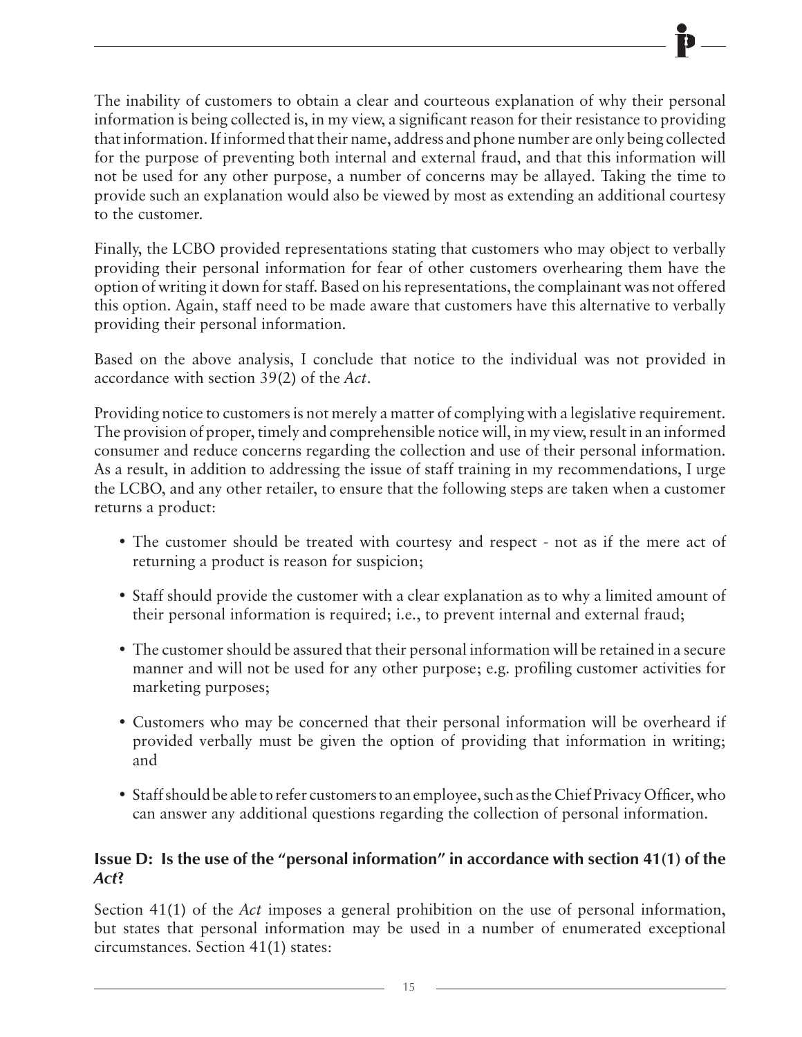The inability of customers to obtain a clear and courteous explanation of why their personal information is being collected is, in my view, a significant reason for their resistance to providing that information. If informed that their name, address and phone number are only being collected for the purpose of preventing both internal and external fraud, and that this information will not be used for any other purpose, a number of concerns may be allayed. Taking the time to provide such an explanation would also be viewed by most as extending an additional courtesy to the customer.

Finally, the LCBO provided representations stating that customers who may object to verbally providing their personal information for fear of other customers overhearing them have the option of writing it down for staff. Based on his representations, the complainant was not offered this option. Again, staff need to be made aware that customers have this alternative to verbally providing their personal information.

Based on the above analysis, I conclude that notice to the individual was not provided in accordance with section 39(2) of the *Act*.

Providing notice to customers is not merely a matter of complying with a legislative requirement. The provision of proper, timely and comprehensible notice will, in my view, result in an informed consumer and reduce concerns regarding the collection and use of their personal information. As a result, in addition to addressing the issue of staff training in my recommendations, I urge the LCBO, and any other retailer, to ensure that the following steps are taken when a customer returns a product:

- The customer should be treated with courtesy and respect - not as if the mere act of returning a product is reason for suspicion;
- Staff should provide the customer with a clear explanation as to why a limited amount of their personal information is required; i.e., to prevent internal and external fraud;
- The customer should be assured that their personal information will be retained in a secure manner and will not be used for any other purpose; e.g. profiling customer activities for marketing purposes;
- Customers who may be concerned that their personal information will be overheard if provided verbally must be given the option of providing that information in writing; and
- Staff should be able to refer customers to an employee, such as the Chief Privacy Officer, who can answer any additional questions regarding the collection of personal information.

### Issue D: Is the use of the "personal information" in accordance with section 41(1) of the *Act*?

Section 41(1) of the *Act* imposes a general prohibition on the use of personal information, but states that personal information may be used in a number of enumerated exceptional circumstances. Section 41(1) states: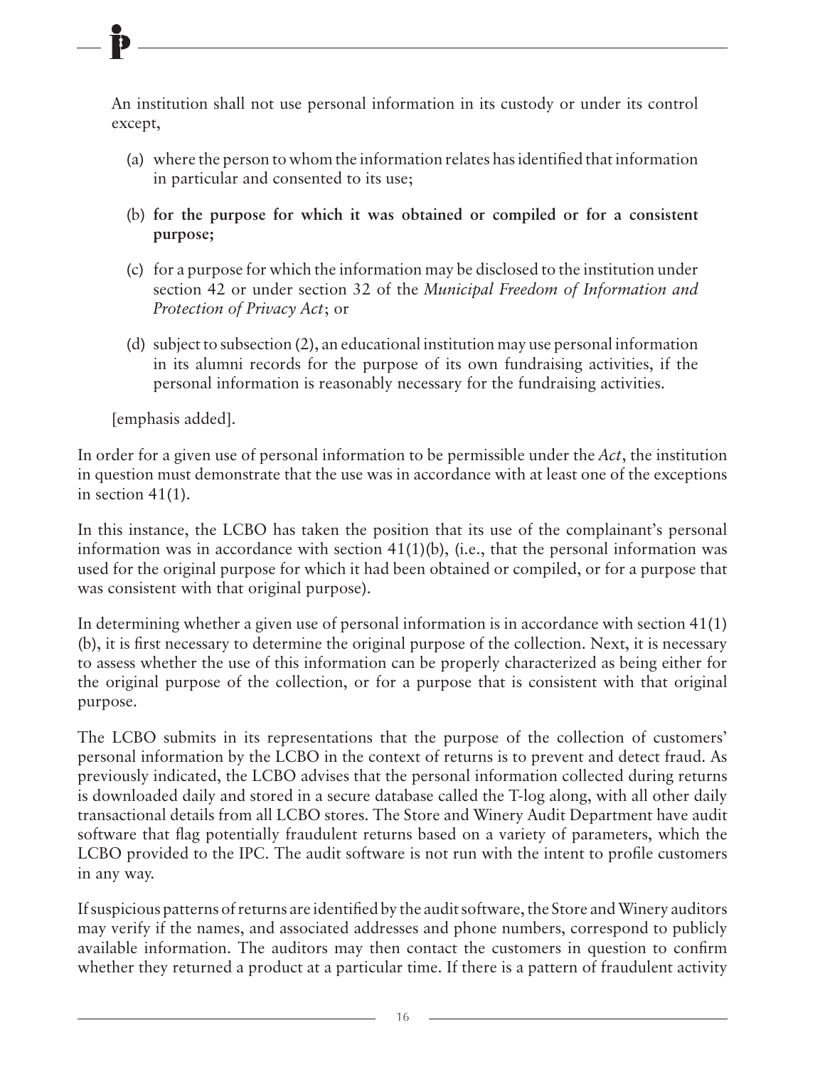An institution shall not use personal information in its custody or under its control except,

> (a) where the person to whom the information relates has identified that information in particular and consented to its use;
>
> (b) **for the purpose for which it was obtained or compiled or for a consistent purpose;**
>
> (c) for a purpose for which the information may be disclosed to the institution under section 42 or under section 32 of the *Municipal Freedom of Information and Protection of Privacy Act*; or
>
> (d) subject to subsection (2), an educational institution may use personal information in its alumni records for the purpose of its own fundraising activities, if the personal information is reasonably necessary for the fundraising activities.

[emphasis added].

In order for a given use of personal information to be permissible under the *Act*, the institution in question must demonstrate that the use was in accordance with at least one of the exceptions in section 41(1).

In this instance, the LCBO has taken the position that its use of the complainant's personal information was in accordance with section 41(1)(b), (i.e., that the personal information was used for the original purpose for which it had been obtained or compiled, or for a purpose that was consistent with that original purpose).

In determining whether a given use of personal information is in accordance with section 41(1)(b), it is first necessary to determine the original purpose of the collection. Next, it is necessary to assess whether the use of this information can be properly characterized as being either for the original purpose of the collection, or for a purpose that is consistent with that original purpose.

The LCBO submits in its representations that the purpose of the collection of customers' personal information by the LCBO in the context of returns is to prevent and detect fraud. As previously indicated, the LCBO advises that the personal information collected during returns is downloaded daily and stored in a secure database called the T-log along, with all other daily transactional details from all LCBO stores. The Store and Winery Audit Department have audit software that flag potentially fraudulent returns based on a variety of parameters, which the LCBO provided to the IPC. The audit software is not run with the intent to profile customers in any way.

If suspicious patterns of returns are identified by the audit software, the Store and Winery auditors may verify if the names, and associated addresses and phone numbers, correspond to publicly available information. The auditors may then contact the customers in question to confirm whether they returned a product at a particular time. If there is a pattern of fraudulent activity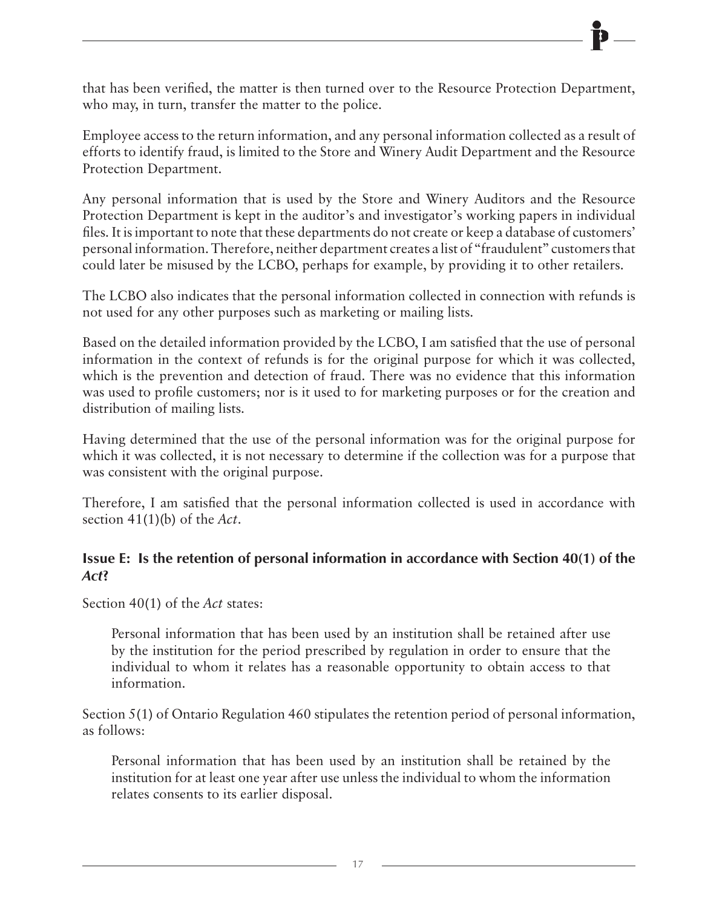that has been verified, the matter is then turned over to the Resource Protection Department, who may, in turn, transfer the matter to the police.

Employee access to the return information, and any personal information collected as a result of efforts to identify fraud, is limited to the Store and Winery Audit Department and the Resource Protection Department.

Any personal information that is used by the Store and Winery Auditors and the Resource Protection Department is kept in the auditor's and investigator's working papers in individual files. It is important to note that these departments do not create or keep a database of customers' personal information. Therefore, neither department creates a list of "fraudulent" customers that could later be misused by the LCBO, perhaps for example, by providing it to other retailers.

The LCBO also indicates that the personal information collected in connection with refunds is not used for any other purposes such as marketing or mailing lists.

Based on the detailed information provided by the LCBO, I am satisfied that the use of personal information in the context of refunds is for the original purpose for which it was collected, which is the prevention and detection of fraud. There was no evidence that this information was used to profile customers; nor is it used to for marketing purposes or for the creation and distribution of mailing lists.

Having determined that the use of the personal information was for the original purpose for which it was collected, it is not necessary to determine if the collection was for a purpose that was consistent with the original purpose.

Therefore, I am satisfied that the personal information collected is used in accordance with section 41(1)(b) of the *Act*.

### Issue E: Is the retention of personal information in accordance with Section 40(1) of the *Act*?

Section 40(1) of the *Act* states:

> Personal information that has been used by an institution shall be retained after use by the institution for the period prescribed by regulation in order to ensure that the individual to whom it relates has a reasonable opportunity to obtain access to that information.

Section 5(1) of Ontario Regulation 460 stipulates the retention period of personal information, as follows:

> Personal information that has been used by an institution shall be retained by the institution for at least one year after use unless the individual to whom the information relates consents to its earlier disposal.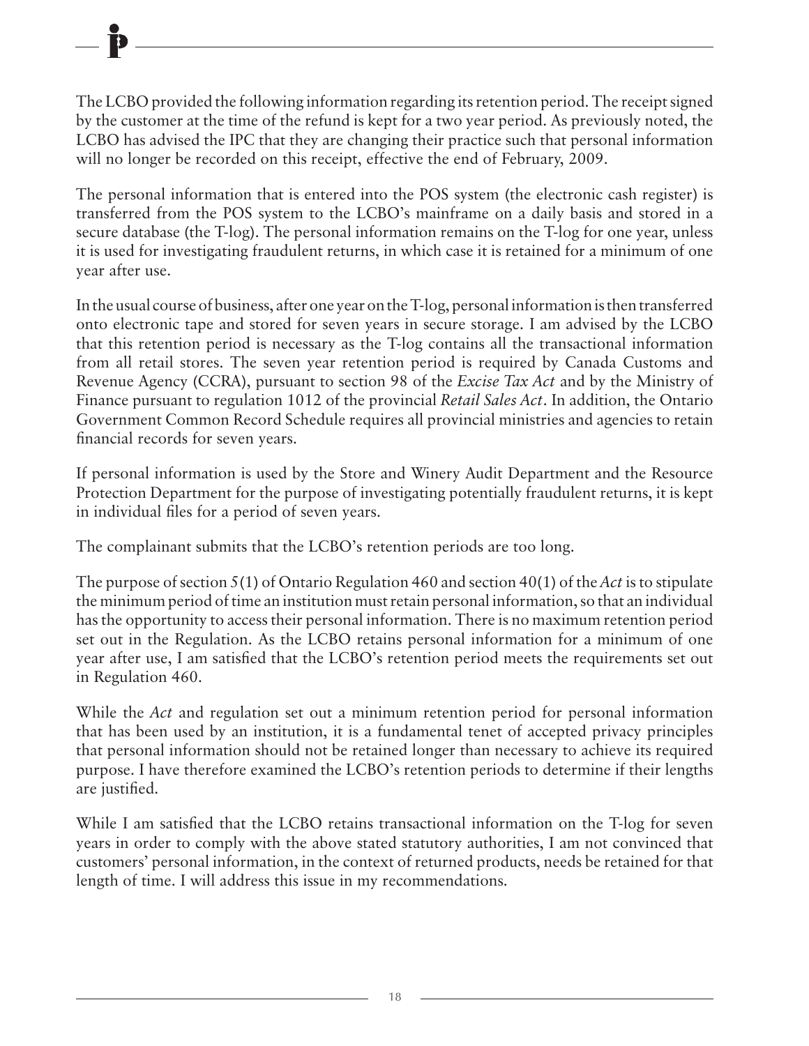The LCBO provided the following information regarding its retention period. The receipt signed by the customer at the time of the refund is kept for a two year period. As previously noted, the LCBO has advised the IPC that they are changing their practice such that personal information will no longer be recorded on this receipt, effective the end of February, 2009.

The personal information that is entered into the POS system (the electronic cash register) is transferred from the POS system to the LCBO's mainframe on a daily basis and stored in a secure database (the T-log). The personal information remains on the T-log for one year, unless it is used for investigating fraudulent returns, in which case it is retained for a minimum of one year after use.

In the usual course of business, after one year on the T-log, personal information is then transferred onto electronic tape and stored for seven years in secure storage. I am advised by the LCBO that this retention period is necessary as the T-log contains all the transactional information from all retail stores. The seven year retention period is required by Canada Customs and Revenue Agency (CCRA), pursuant to section 98 of the *Excise Tax Act* and by the Ministry of Finance pursuant to regulation 1012 of the provincial *Retail Sales Act*. In addition, the Ontario Government Common Record Schedule requires all provincial ministries and agencies to retain financial records for seven years.

If personal information is used by the Store and Winery Audit Department and the Resource Protection Department for the purpose of investigating potentially fraudulent returns, it is kept in individual files for a period of seven years.

The complainant submits that the LCBO's retention periods are too long.

The purpose of section 5(1) of Ontario Regulation 460 and section 40(1) of the *Act* is to stipulate the minimum period of time an institution must retain personal information, so that an individual has the opportunity to access their personal information. There is no maximum retention period set out in the Regulation. As the LCBO retains personal information for a minimum of one year after use, I am satisfied that the LCBO's retention period meets the requirements set out in Regulation 460.

While the *Act* and regulation set out a minimum retention period for personal information that has been used by an institution, it is a fundamental tenet of accepted privacy principles that personal information should not be retained longer than necessary to achieve its required purpose. I have therefore examined the LCBO's retention periods to determine if their lengths are justified.

While I am satisfied that the LCBO retains transactional information on the T-log for seven years in order to comply with the above stated statutory authorities, I am not convinced that customers' personal information, in the context of returned products, needs be retained for that length of time. I will address this issue in my recommendations.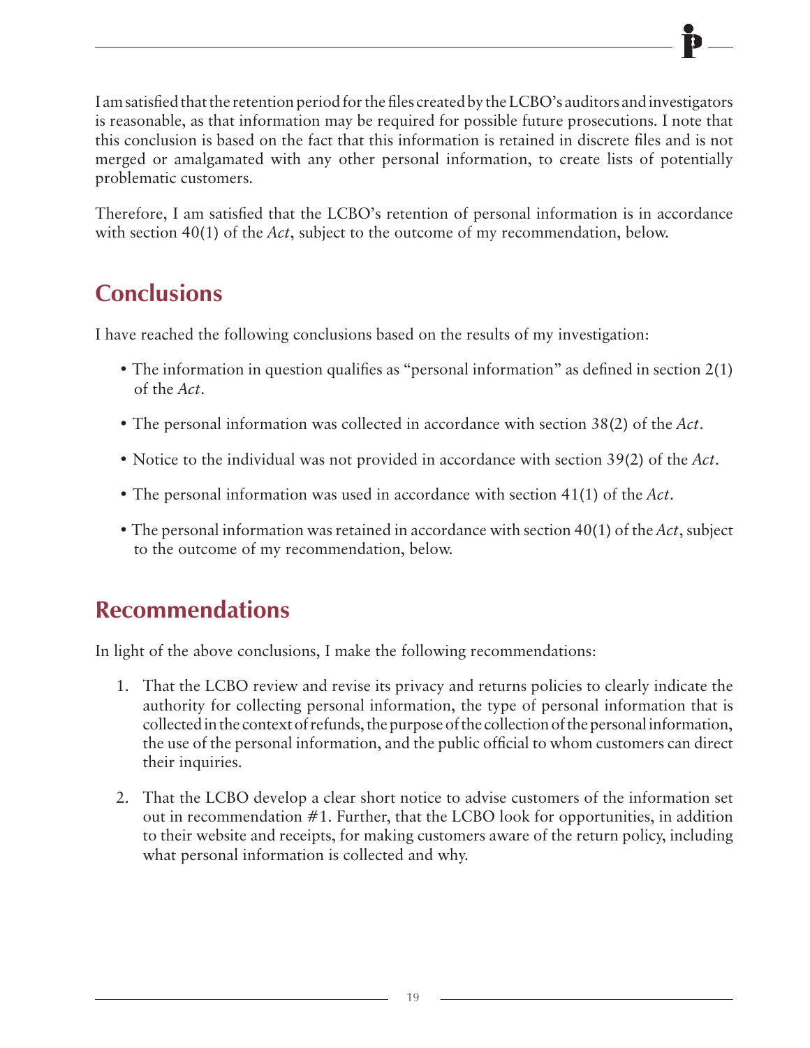I am satisfied that the retention period for the files created by the LCBO's auditors and investigators is reasonable, as that information may be required for possible future prosecutions. I note that this conclusion is based on the fact that this information is retained in discrete files and is not merged or amalgamated with any other personal information, to create lists of potentially problematic customers.

Therefore, I am satisfied that the LCBO's retention of personal information is in accordance with section 40(1) of the *Act*, subject to the outcome of my recommendation, below.

## Conclusions

I have reached the following conclusions based on the results of my investigation:

- The information in question qualifies as "personal information" as defined in section 2(1) of the *Act*.
- The personal information was collected in accordance with section 38(2) of the *Act*.
- Notice to the individual was not provided in accordance with section 39(2) of the *Act*.
- The personal information was used in accordance with section 41(1) of the *Act*.
- The personal information was retained in accordance with section 40(1) of the *Act*, subject to the outcome of my recommendation, below.

## Recommendations

In light of the above conclusions, I make the following recommendations:

1. That the LCBO review and revise its privacy and returns policies to clearly indicate the authority for collecting personal information, the type of personal information that is collected in the context of refunds, the purpose of the collection of the personal information, the use of the personal information, and the public official to whom customers can direct their inquiries.
2. That the LCBO develop a clear short notice to advise customers of the information set out in recommendation #1. Further, that the LCBO look for opportunities, in addition to their website and receipts, for making customers aware of the return policy, including what personal information is collected and why.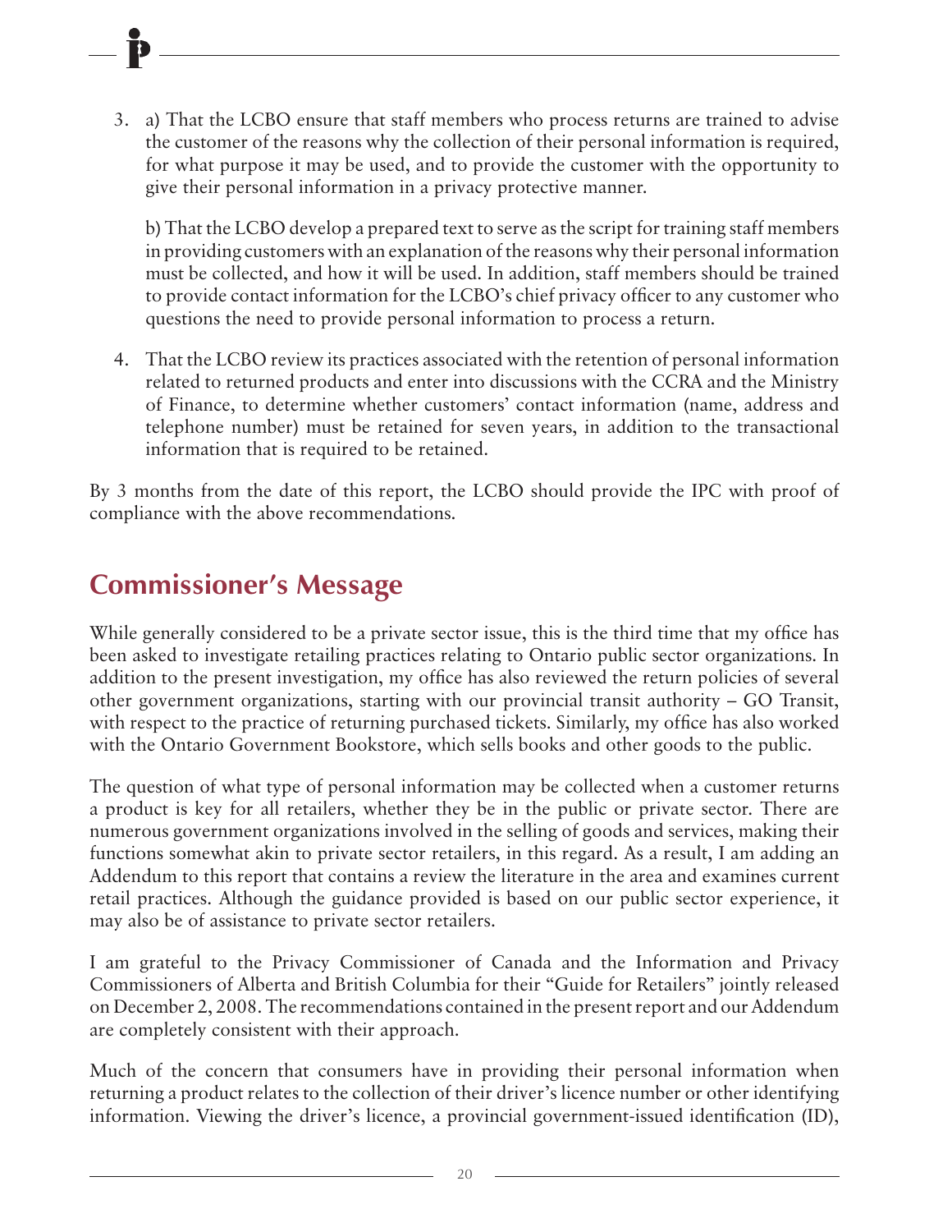3. a) That the LCBO ensure that staff members who process returns are trained to advise the customer of the reasons why the collection of their personal information is required, for what purpose it may be used, and to provide the customer with the opportunity to give their personal information in a privacy protective manner.

   b) That the LCBO develop a prepared text to serve as the script for training staff members in providing customers with an explanation of the reasons why their personal information must be collected, and how it will be used. In addition, staff members should be trained to provide contact information for the LCBO's chief privacy officer to any customer who questions the need to provide personal information to process a return.

4. That the LCBO review its practices associated with the retention of personal information related to returned products and enter into discussions with the CCRA and the Ministry of Finance, to determine whether customers' contact information (name, address and telephone number) must be retained for seven years, in addition to the transactional information that is required to be retained.

By 3 months from the date of this report, the LCBO should provide the IPC with proof of compliance with the above recommendations.

## Commissioner's Message

While generally considered to be a private sector issue, this is the third time that my office has been asked to investigate retailing practices relating to Ontario public sector organizations. In addition to the present investigation, my office has also reviewed the return policies of several other government organizations, starting with our provincial transit authority – GO Transit, with respect to the practice of returning purchased tickets. Similarly, my office has also worked with the Ontario Government Bookstore, which sells books and other goods to the public.

The question of what type of personal information may be collected when a customer returns a product is key for all retailers, whether they be in the public or private sector. There are numerous government organizations involved in the selling of goods and services, making their functions somewhat akin to private sector retailers, in this regard. As a result, I am adding an Addendum to this report that contains a review the literature in the area and examines current retail practices. Although the guidance provided is based on our public sector experience, it may also be of assistance to private sector retailers.

I am grateful to the Privacy Commissioner of Canada and the Information and Privacy Commissioners of Alberta and British Columbia for their "Guide for Retailers" jointly released on December 2, 2008. The recommendations contained in the present report and our Addendum are completely consistent with their approach.

Much of the concern that consumers have in providing their personal information when returning a product relates to the collection of their driver's licence number or other identifying information. Viewing the driver's licence, a provincial government-issued identification (ID),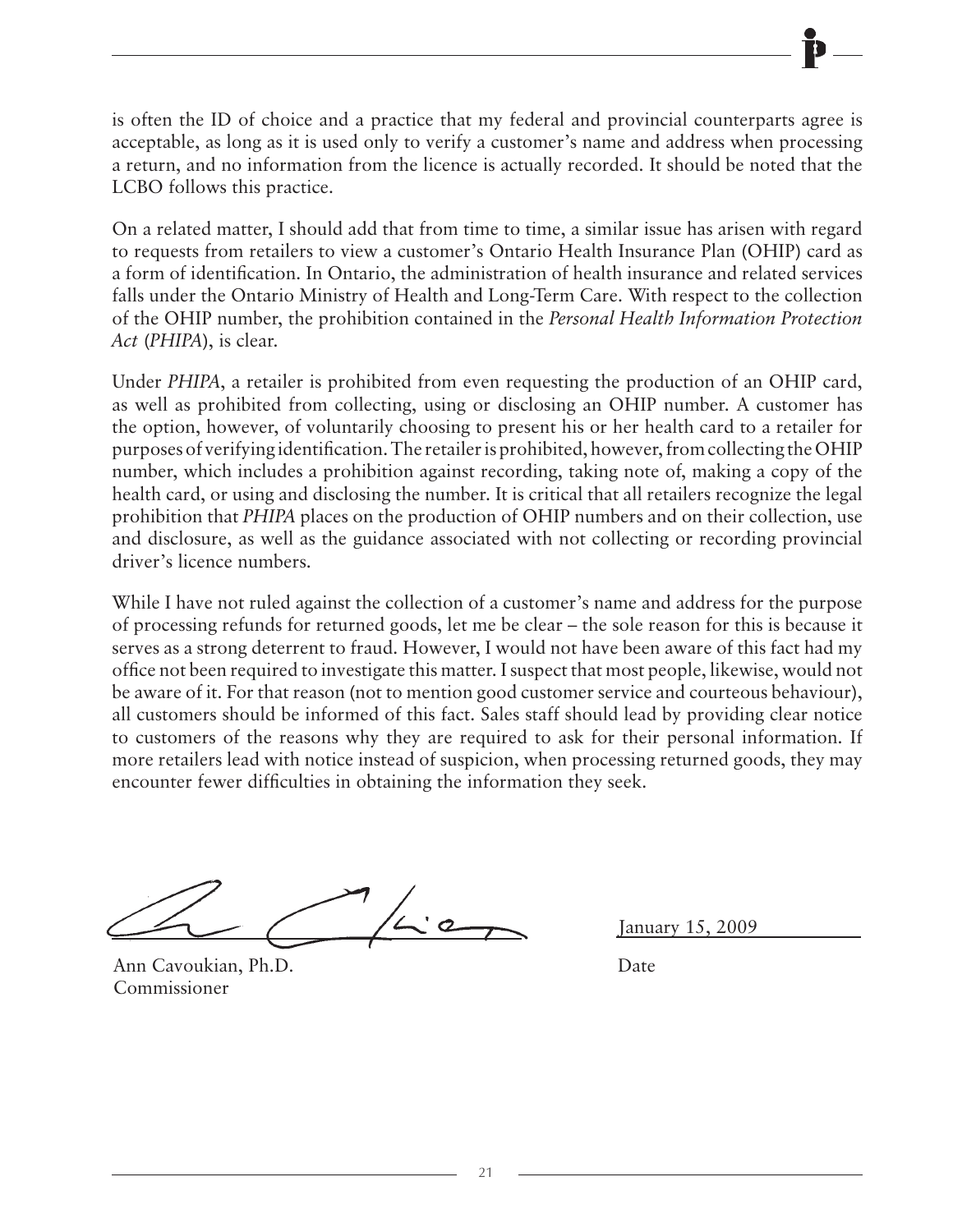is often the ID of choice and a practice that my federal and provincial counterparts agree is acceptable, as long as it is used only to verify a customer's name and address when processing a return, and no information from the licence is actually recorded. It should be noted that the LCBO follows this practice.

On a related matter, I should add that from time to time, a similar issue has arisen with regard to requests from retailers to view a customer's Ontario Health Insurance Plan (OHIP) card as a form of identification. In Ontario, the administration of health insurance and related services falls under the Ontario Ministry of Health and Long-Term Care. With respect to the collection of the OHIP number, the prohibition contained in the *Personal Health Information Protection Act* (*PHIPA*), is clear.

Under *PHIPA*, a retailer is prohibited from even requesting the production of an OHIP card, as well as prohibited from collecting, using or disclosing an OHIP number. A customer has the option, however, of voluntarily choosing to present his or her health card to a retailer for purposes of verifying identification. The retailer is prohibited, however, from collecting the OHIP number, which includes a prohibition against recording, taking note of, making a copy of the health card, or using and disclosing the number. It is critical that all retailers recognize the legal prohibition that *PHIPA* places on the production of OHIP numbers and on their collection, use and disclosure, as well as the guidance associated with not collecting or recording provincial driver's licence numbers.

While I have not ruled against the collection of a customer's name and address for the purpose of processing refunds for returned goods, let me be clear – the sole reason for this is because it serves as a strong deterrent to fraud. However, I would not have been aware of this fact had my office not been required to investigate this matter. I suspect that most people, likewise, would not be aware of it. For that reason (not to mention good customer service and courteous behaviour), all customers should be informed of this fact. Sales staff should lead by providing clear notice to customers of the reasons why they are required to ask for their personal information. If more retailers lead with notice instead of suspicion, when processing returned goods, they may encounter fewer difficulties in obtaining the information they seek.

| | |
|---|---|
| Ann Cavoukian, Ph.D.<br>Commissioner | January 15, 2009<br>Date |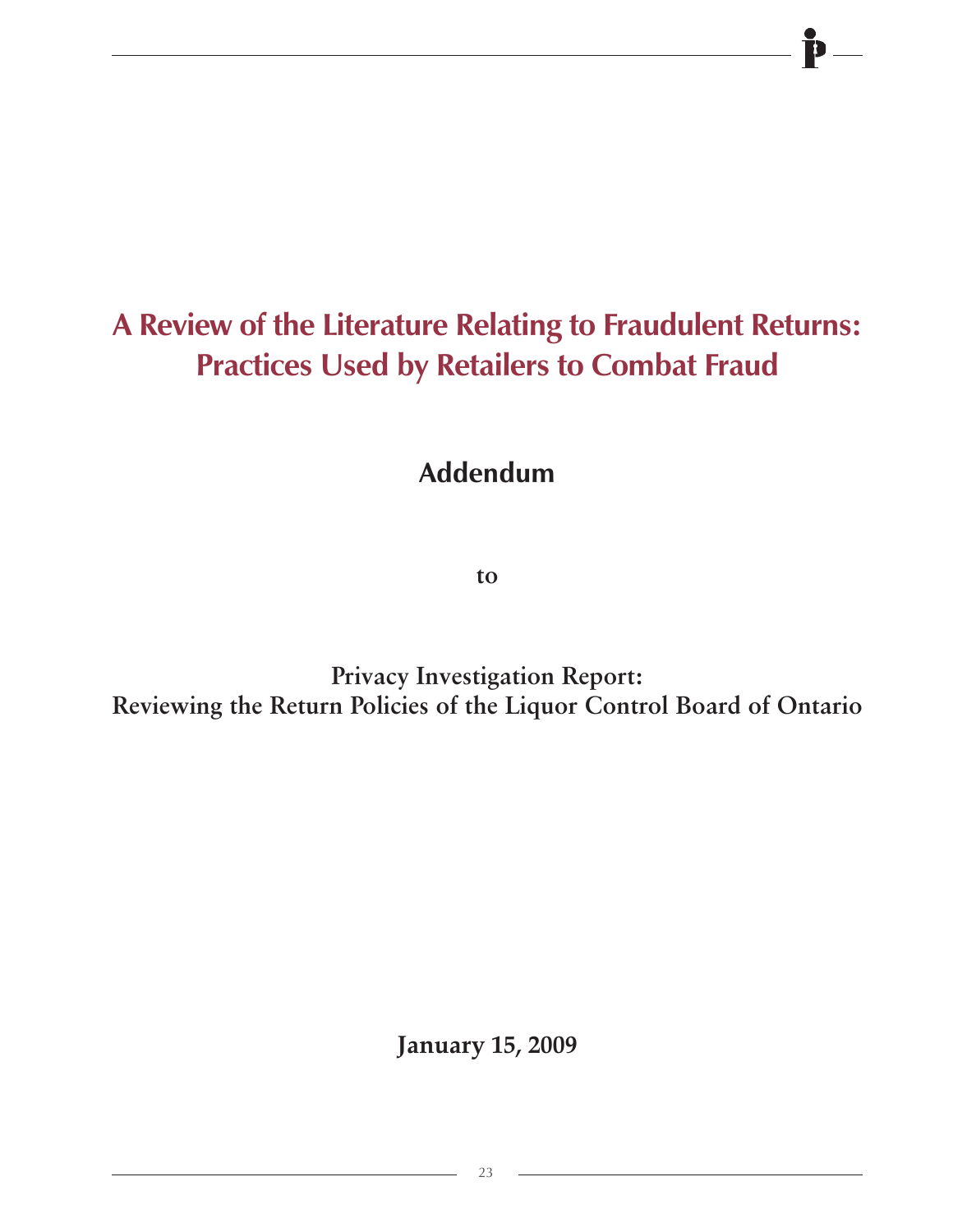# A Review of the Literature Relating to Fraudulent Returns: Practices Used by Retailers to Combat Fraud

## Addendum

**to**

**Privacy Investigation Report:**
**Reviewing the Return Policies of the Liquor Control Board of Ontario**

**January 15, 2009**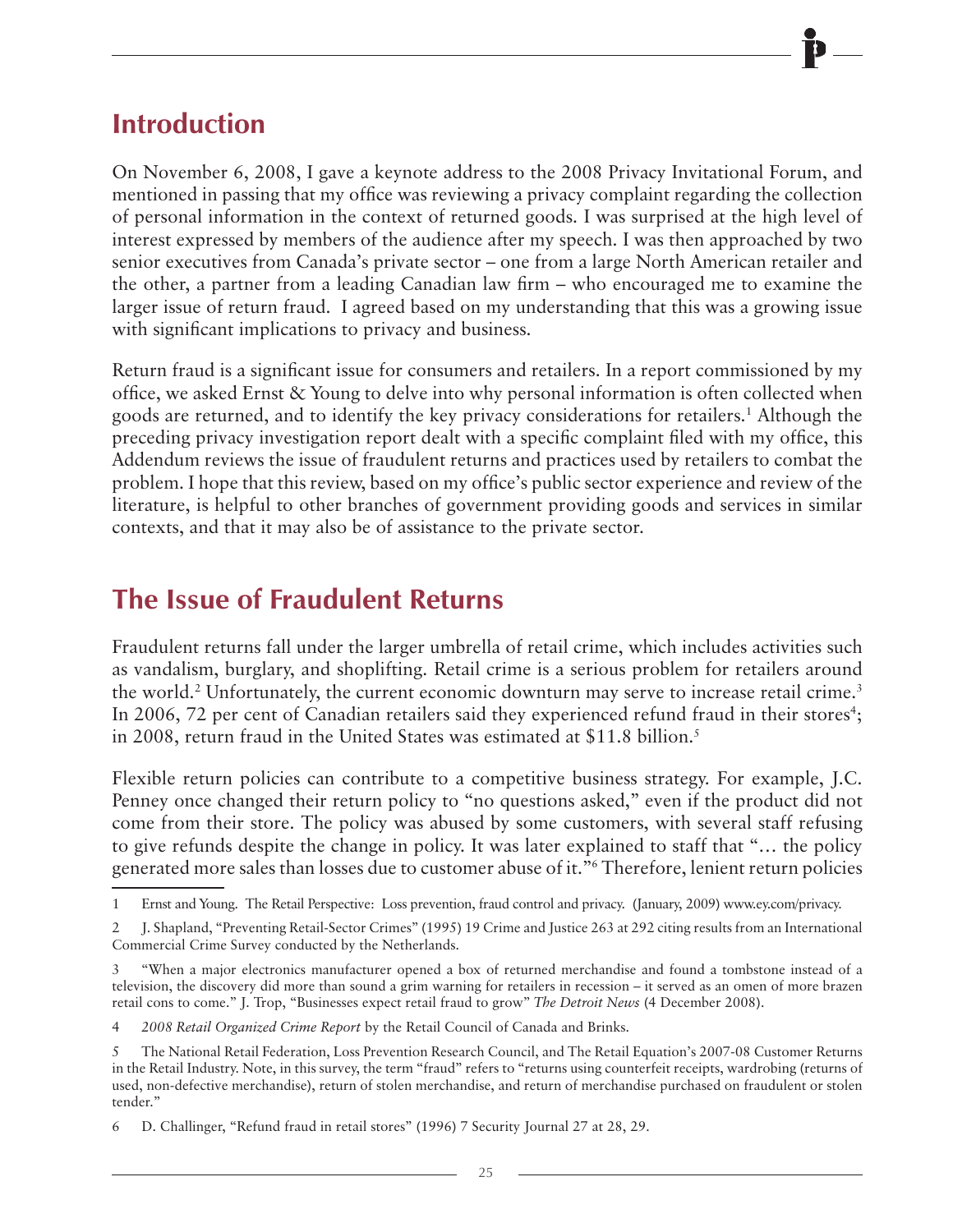## Introduction

On November 6, 2008, I gave a keynote address to the 2008 Privacy Invitational Forum, and mentioned in passing that my office was reviewing a privacy complaint regarding the collection of personal information in the context of returned goods. I was surprised at the high level of interest expressed by members of the audience after my speech. I was then approached by two senior executives from Canada's private sector – one from a large North American retailer and the other, a partner from a leading Canadian law firm – who encouraged me to examine the larger issue of return fraud. I agreed based on my understanding that this was a growing issue with significant implications to privacy and business.

Return fraud is a significant issue for consumers and retailers. In a report commissioned by my office, we asked Ernst & Young to delve into why personal information is often collected when goods are returned, and to identify the key privacy considerations for retailers.[1] Although the preceding privacy investigation report dealt with a specific complaint filed with my office, this Addendum reviews the issue of fraudulent returns and practices used by retailers to combat the problem. I hope that this review, based on my office's public sector experience and review of the literature, is helpful to other branches of government providing goods and services in similar contexts, and that it may also be of assistance to the private sector.

## The Issue of Fraudulent Returns

Fraudulent returns fall under the larger umbrella of retail crime, which includes activities such as vandalism, burglary, and shoplifting. Retail crime is a serious problem for retailers around the world.[2] Unfortunately, the current economic downturn may serve to increase retail crime.[3] In 2006, 72 per cent of Canadian retailers said they experienced refund fraud in their stores[4]; in 2008, return fraud in the United States was estimated at $11.8 billion.[5]

Flexible return policies can contribute to a competitive business strategy. For example, J.C. Penney once changed their return policy to "no questions asked," even if the product did not come from their store. The policy was abused by some customers, with several staff refusing to give refunds despite the change in policy. It was later explained to staff that "… the policy generated more sales than losses due to customer abuse of it."[6] Therefore, lenient return policies

---

1 Ernst and Young. The Retail Perspective: Loss prevention, fraud control and privacy. (January, 2009) www.ey.com/privacy.

2 J. Shapland, "Preventing Retail-Sector Crimes" (1995) 19 Crime and Justice 263 at 292 citing results from an International Commercial Crime Survey conducted by the Netherlands.

3 "When a major electronics manufacturer opened a box of returned merchandise and found a tombstone instead of a television, the discovery did more than sound a grim warning for retailers in recession – it served as an omen of more brazen retail cons to come." J. Trop, "Businesses expect retail fraud to grow" *The Detroit News* (4 December 2008).

4 *2008 Retail Organized Crime Report* by the Retail Council of Canada and Brinks.

5 The National Retail Federation, Loss Prevention Research Council, and The Retail Equation's 2007-08 Customer Returns in the Retail Industry. Note, in this survey, the term "fraud" refers to "returns using counterfeit receipts, wardrobing (returns of used, non-defective merchandise), return of stolen merchandise, and return of merchandise purchased on fraudulent or stolen tender."

6 D. Challinger, "Refund fraud in retail stores" (1996) 7 Security Journal 27 at 28, 29.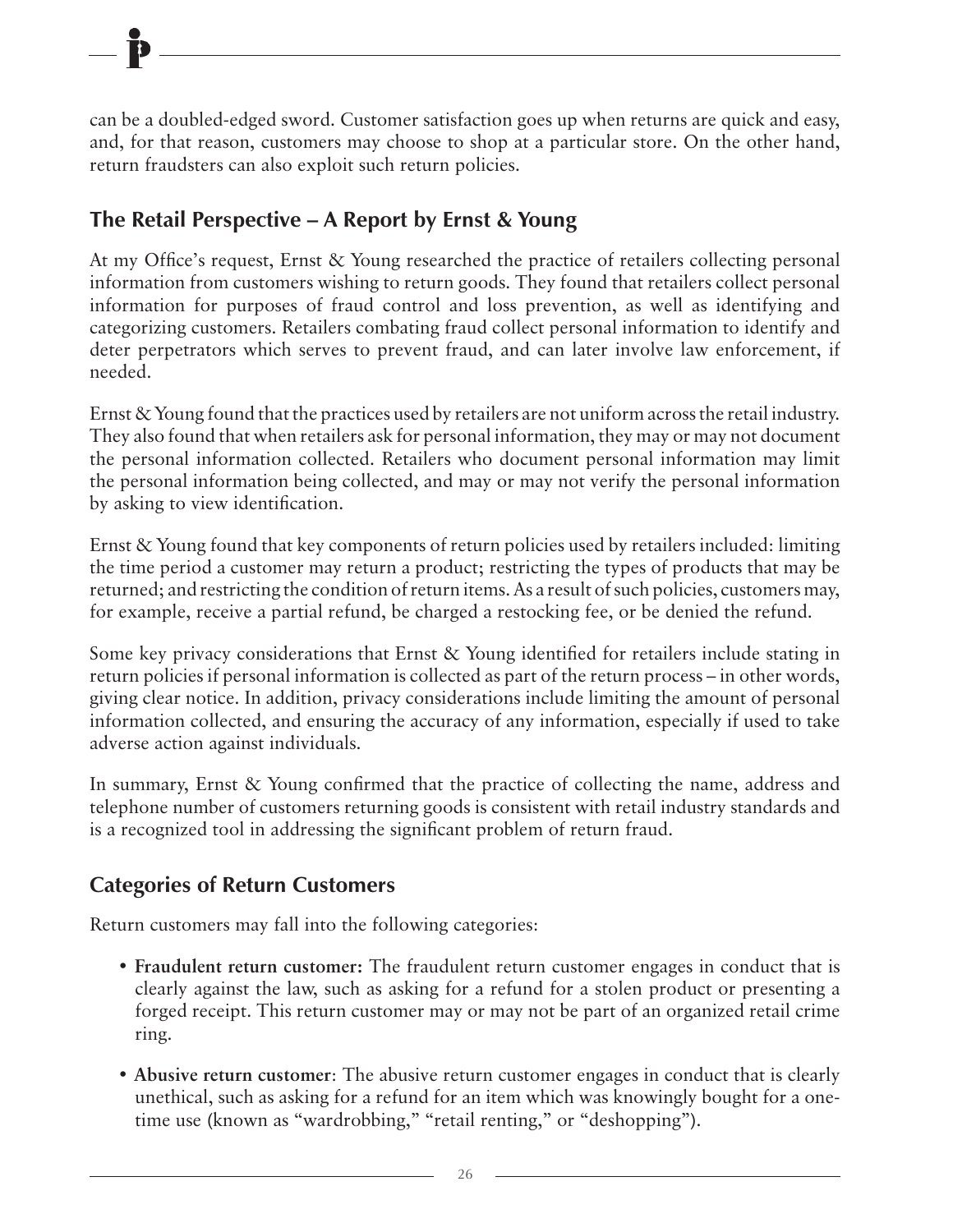can be a doubled-edged sword. Customer satisfaction goes up when returns are quick and easy, and, for that reason, customers may choose to shop at a particular store. On the other hand, return fraudsters can also exploit such return policies.

## The Retail Perspective – A Report by Ernst & Young

At my Office's request, Ernst & Young researched the practice of retailers collecting personal information from customers wishing to return goods. They found that retailers collect personal information for purposes of fraud control and loss prevention, as well as identifying and categorizing customers. Retailers combating fraud collect personal information to identify and deter perpetrators which serves to prevent fraud, and can later involve law enforcement, if needed.

Ernst & Young found that the practices used by retailers are not uniform across the retail industry. They also found that when retailers ask for personal information, they may or may not document the personal information collected. Retailers who document personal information may limit the personal information being collected, and may or may not verify the personal information by asking to view identification.

Ernst & Young found that key components of return policies used by retailers included: limiting the time period a customer may return a product; restricting the types of products that may be returned; and restricting the condition of return items. As a result of such policies, customers may, for example, receive a partial refund, be charged a restocking fee, or be denied the refund.

Some key privacy considerations that Ernst & Young identified for retailers include stating in return policies if personal information is collected as part of the return process – in other words, giving clear notice. In addition, privacy considerations include limiting the amount of personal information collected, and ensuring the accuracy of any information, especially if used to take adverse action against individuals.

In summary, Ernst & Young confirmed that the practice of collecting the name, address and telephone number of customers returning goods is consistent with retail industry standards and is a recognized tool in addressing the significant problem of return fraud.

## Categories of Return Customers

Return customers may fall into the following categories:

- **Fraudulent return customer:** The fraudulent return customer engages in conduct that is clearly against the law, such as asking for a refund for a stolen product or presenting a forged receipt. This return customer may or may not be part of an organized retail crime ring.
- **Abusive return customer**: The abusive return customer engages in conduct that is clearly unethical, such as asking for a refund for an item which was knowingly bought for a one-time use (known as "wardrobbing," "retail renting," or "deshopping").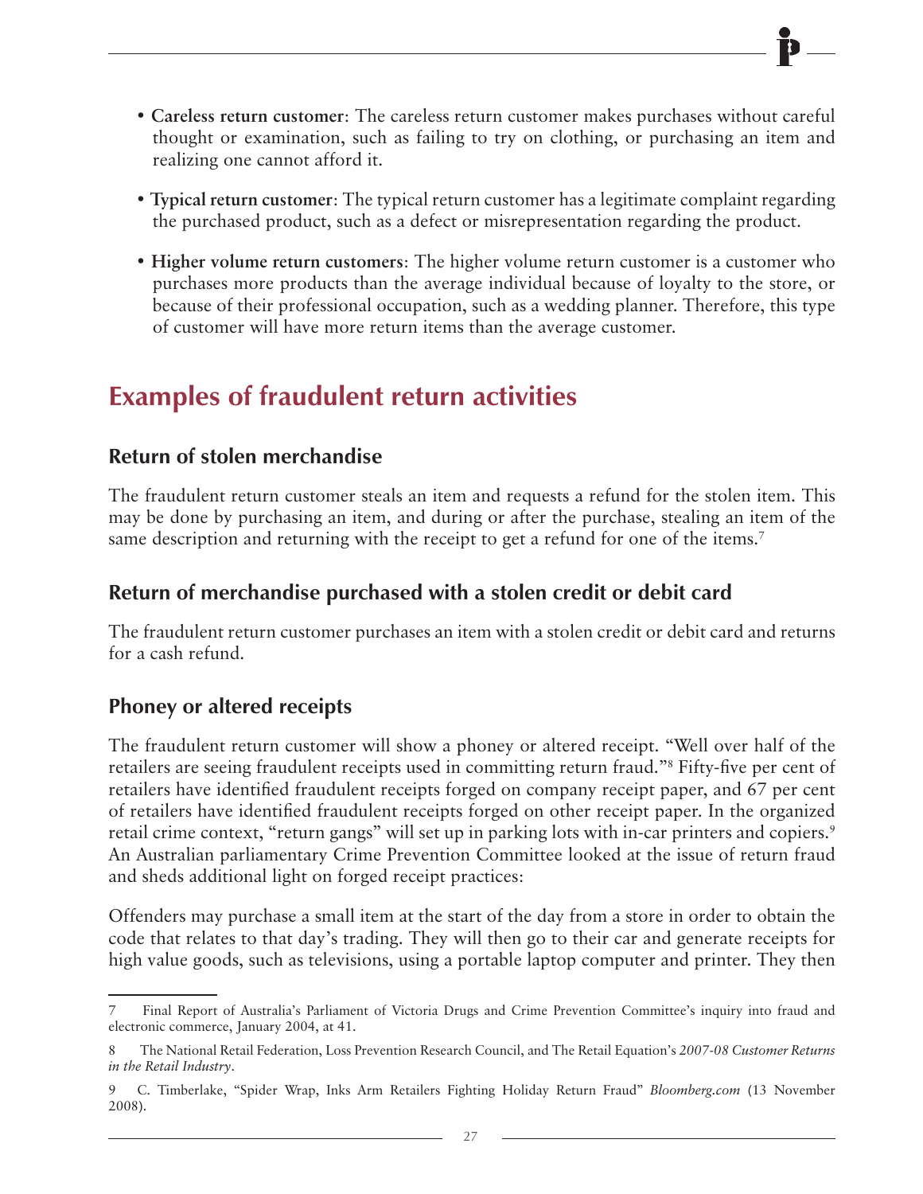- **Careless return customer**: The careless return customer makes purchases without careful thought or examination, such as failing to try on clothing, or purchasing an item and realizing one cannot afford it.

- **Typical return customer**: The typical return customer has a legitimate complaint regarding the purchased product, such as a defect or misrepresentation regarding the product.

- **Higher volume return customers**: The higher volume return customer is a customer who purchases more products than the average individual because of loyalty to the store, or because of their professional occupation, such as a wedding planner. Therefore, this type of customer will have more return items than the average customer.

## Examples of fraudulent return activities

### Return of stolen merchandise

The fraudulent return customer steals an item and requests a refund for the stolen item. This may be done by purchasing an item, and during or after the purchase, stealing an item of the same description and returning with the receipt to get a refund for one of the items.[7]

### Return of merchandise purchased with a stolen credit or debit card

The fraudulent return customer purchases an item with a stolen credit or debit card and returns for a cash refund.

### Phoney or altered receipts

The fraudulent return customer will show a phoney or altered receipt. "Well over half of the retailers are seeing fraudulent receipts used in committing return fraud."[8] Fifty-five per cent of retailers have identified fraudulent receipts forged on company receipt paper, and 67 per cent of retailers have identified fraudulent receipts forged on other receipt paper. In the organized retail crime context, "return gangs" will set up in parking lots with in-car printers and copiers.[9] An Australian parliamentary Crime Prevention Committee looked at the issue of return fraud and sheds additional light on forged receipt practices:

Offenders may purchase a small item at the start of the day from a store in order to obtain the code that relates to that day's trading. They will then go to their car and generate receipts for high value goods, such as televisions, using a portable laptop computer and printer. They then

---

7 Final Report of Australia's Parliament of Victoria Drugs and Crime Prevention Committee's inquiry into fraud and electronic commerce, January 2004, at 41.

8 The National Retail Federation, Loss Prevention Research Council, and The Retail Equation's *2007-08 Customer Returns in the Retail Industry*.

9 C. Timberlake, "Spider Wrap, Inks Arm Retailers Fighting Holiday Return Fraud" *Bloomberg.com* (13 November 2008).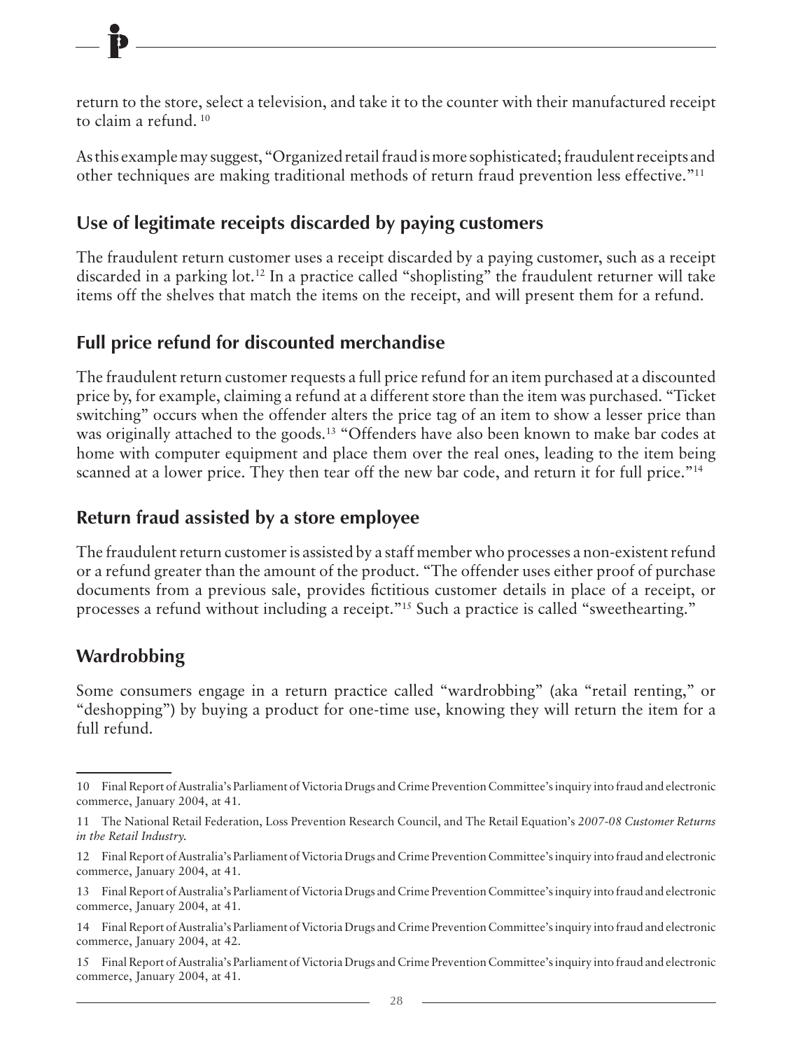return to the store, select a television, and take it to the counter with their manufactured receipt to claim a refund. [10]

As this example may suggest, "Organized retail fraud is more sophisticated; fraudulent receipts and other techniques are making traditional methods of return fraud prevention less effective."[11]

## Use of legitimate receipts discarded by paying customers

The fraudulent return customer uses a receipt discarded by a paying customer, such as a receipt discarded in a parking lot.[12] In a practice called "shoplisting" the fraudulent returner will take items off the shelves that match the items on the receipt, and will present them for a refund.

## Full price refund for discounted merchandise

The fraudulent return customer requests a full price refund for an item purchased at a discounted price by, for example, claiming a refund at a different store than the item was purchased. "Ticket switching" occurs when the offender alters the price tag of an item to show a lesser price than was originally attached to the goods.[13] "Offenders have also been known to make bar codes at home with computer equipment and place them over the real ones, leading to the item being scanned at a lower price. They then tear off the new bar code, and return it for full price."[14]

## Return fraud assisted by a store employee

The fraudulent return customer is assisted by a staff member who processes a non-existent refund or a refund greater than the amount of the product. "The offender uses either proof of purchase documents from a previous sale, provides fictitious customer details in place of a receipt, or processes a refund without including a receipt."[15] Such a practice is called "sweethearting."

## Wardrobbing

Some consumers engage in a return practice called "wardrobbing" (aka "retail renting," or "deshopping") by buying a product for one-time use, knowing they will return the item for a full refund.

---

10 Final Report of Australia's Parliament of Victoria Drugs and Crime Prevention Committee's inquiry into fraud and electronic commerce, January 2004, at 41.

11 The National Retail Federation, Loss Prevention Research Council, and The Retail Equation's *2007-08 Customer Returns in the Retail Industry.*

12 Final Report of Australia's Parliament of Victoria Drugs and Crime Prevention Committee's inquiry into fraud and electronic commerce, January 2004, at 41.

13 Final Report of Australia's Parliament of Victoria Drugs and Crime Prevention Committee's inquiry into fraud and electronic commerce, January 2004, at 41.

14 Final Report of Australia's Parliament of Victoria Drugs and Crime Prevention Committee's inquiry into fraud and electronic commerce, January 2004, at 42.

15 Final Report of Australia's Parliament of Victoria Drugs and Crime Prevention Committee's inquiry into fraud and electronic commerce, January 2004, at 41.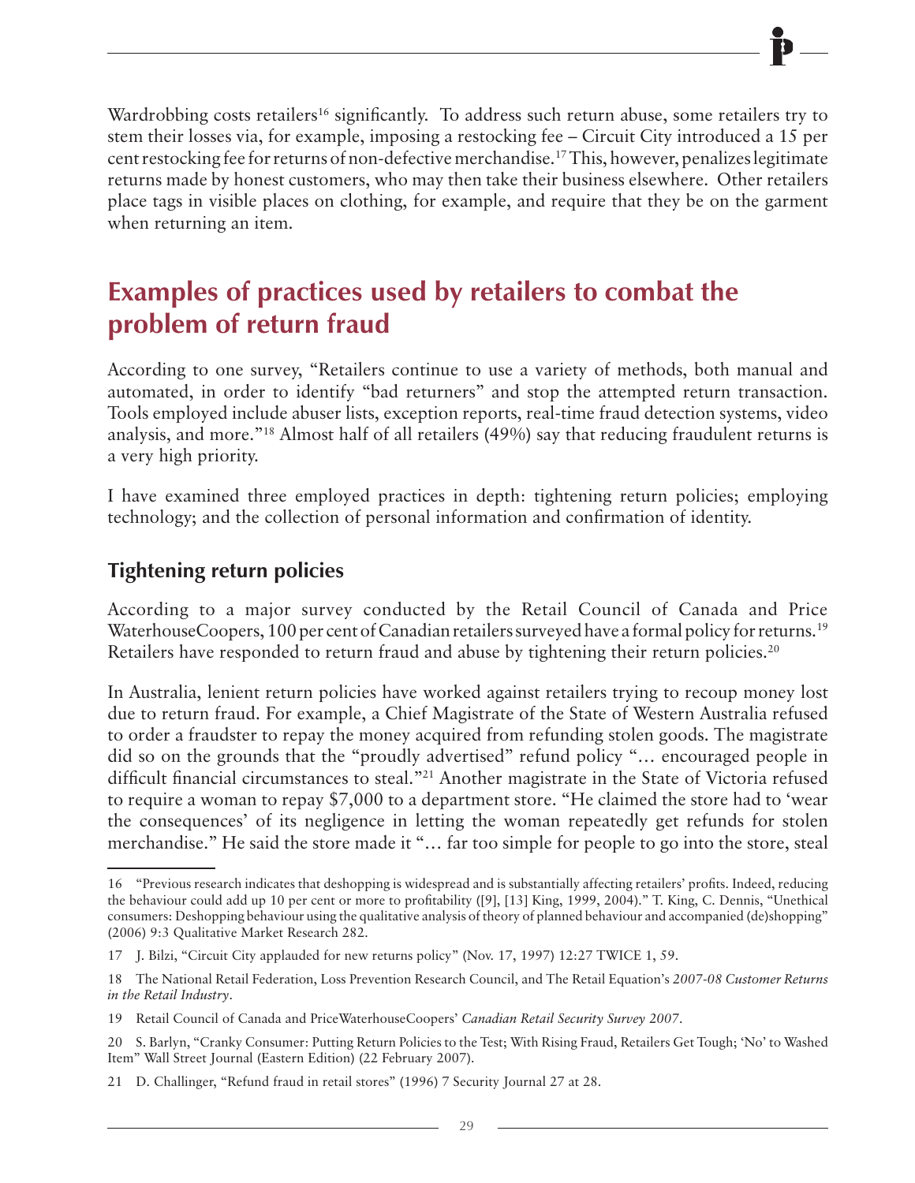Wardrobbing costs retailers[16] significantly. To address such return abuse, some retailers try to stem their losses via, for example, imposing a restocking fee – Circuit City introduced a 15 per cent restocking fee for returns of non-defective merchandise.[17] This, however, penalizes legitimate returns made by honest customers, who may then take their business elsewhere. Other retailers place tags in visible places on clothing, for example, and require that they be on the garment when returning an item.

## Examples of practices used by retailers to combat the problem of return fraud

According to one survey, "Retailers continue to use a variety of methods, both manual and automated, in order to identify "bad returners" and stop the attempted return transaction. Tools employed include abuser lists, exception reports, real-time fraud detection systems, video analysis, and more."[18] Almost half of all retailers (49%) say that reducing fraudulent returns is a very high priority.

I have examined three employed practices in depth: tightening return policies; employing technology; and the collection of personal information and confirmation of identity.

### Tightening return policies

According to a major survey conducted by the Retail Council of Canada and Price WaterhouseCoopers, 100 per cent of Canadian retailers surveyed have a formal policy for returns.[19] Retailers have responded to return fraud and abuse by tightening their return policies.[20]

In Australia, lenient return policies have worked against retailers trying to recoup money lost due to return fraud. For example, a Chief Magistrate of the State of Western Australia refused to order a fraudster to repay the money acquired from refunding stolen goods. The magistrate did so on the grounds that the "proudly advertised" refund policy "… encouraged people in difficult financial circumstances to steal."[21] Another magistrate in the State of Victoria refused to require a woman to repay $7,000 to a department store. "He claimed the store had to 'wear the consequences' of its negligence in letting the woman repeatedly get refunds for stolen merchandise." He said the store made it "… far too simple for people to go into the store, steal

---

16 "Previous research indicates that deshopping is widespread and is substantially affecting retailers' profits. Indeed, reducing the behaviour could add up 10 per cent or more to profitability ([9], [13] King, 1999, 2004)." T. King, C. Dennis, "Unethical consumers: Deshopping behaviour using the qualitative analysis of theory of planned behaviour and accompanied (de)shopping" (2006) 9:3 Qualitative Market Research 282.

17 J. Bilzi, "Circuit City applauded for new returns policy" (Nov. 17, 1997) 12:27 TWICE 1, 59.

18 The National Retail Federation, Loss Prevention Research Council, and The Retail Equation's *2007-08 Customer Returns in the Retail Industry*.

19 Retail Council of Canada and PriceWaterhouseCoopers' *Canadian Retail Security Survey 2007*.

20 S. Barlyn, "Cranky Consumer: Putting Return Policies to the Test; With Rising Fraud, Retailers Get Tough; 'No' to Washed Item" Wall Street Journal (Eastern Edition) (22 February 2007).

21 D. Challinger, "Refund fraud in retail stores" (1996) 7 Security Journal 27 at 28.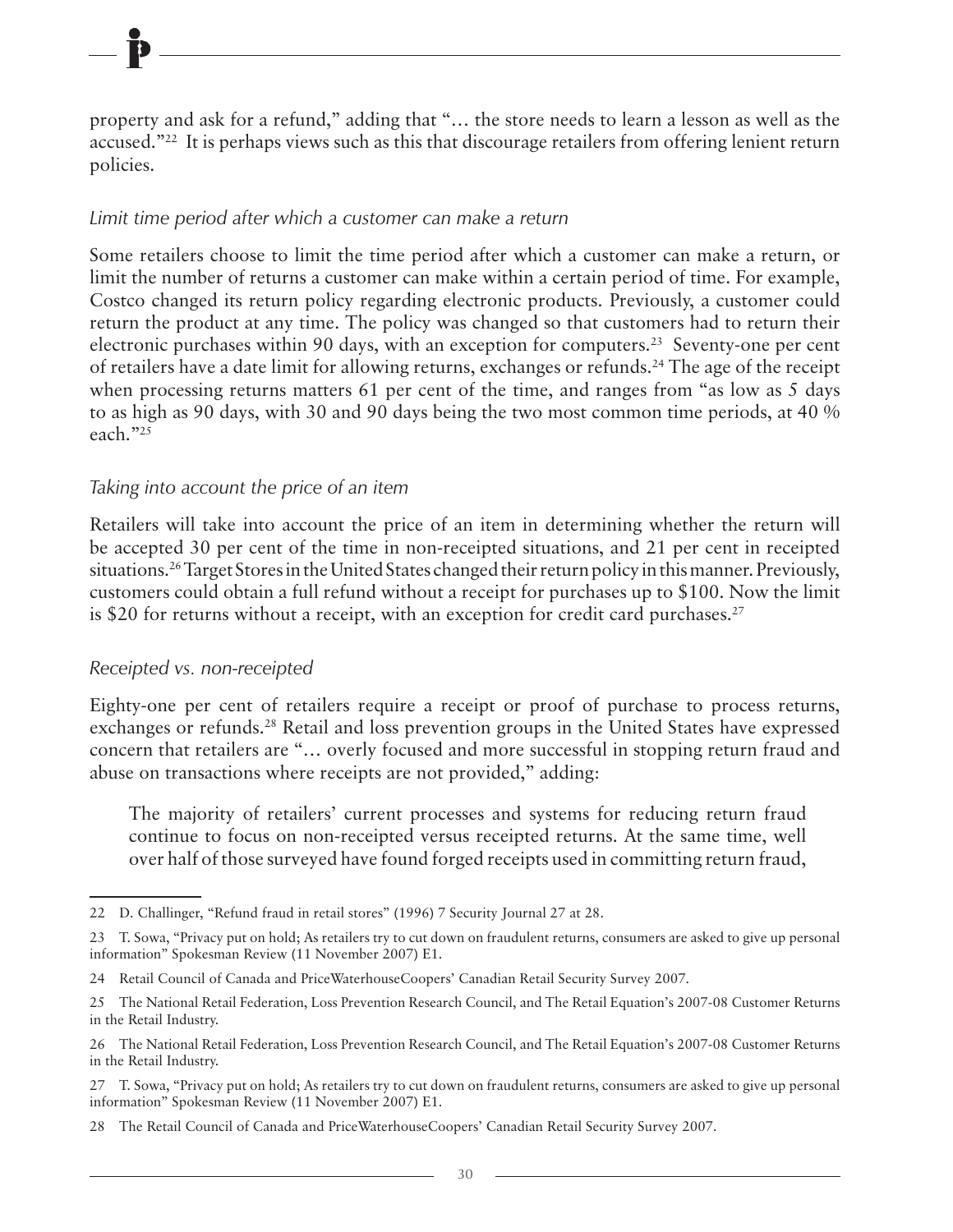property and ask for a refund," adding that "… the store needs to learn a lesson as well as the accused."[22] It is perhaps views such as this that discourage retailers from offering lenient return policies.

### *Limit time period after which a customer can make a return*

Some retailers choose to limit the time period after which a customer can make a return, or limit the number of returns a customer can make within a certain period of time. For example, Costco changed its return policy regarding electronic products. Previously, a customer could return the product at any time. The policy was changed so that customers had to return their electronic purchases within 90 days, with an exception for computers.[23] Seventy-one per cent of retailers have a date limit for allowing returns, exchanges or refunds.[24] The age of the receipt when processing returns matters 61 per cent of the time, and ranges from "as low as 5 days to as high as 90 days, with 30 and 90 days being the two most common time periods, at 40 % each."[25]

### *Taking into account the price of an item*

Retailers will take into account the price of an item in determining whether the return will be accepted 30 per cent of the time in non-receipted situations, and 21 per cent in receipted situations.[26] Target Stores in the United States changed their return policy in this manner. Previously, customers could obtain a full refund without a receipt for purchases up to $100. Now the limit is $20 for returns without a receipt, with an exception for credit card purchases.[27]

### *Receipted vs. non-receipted*

Eighty-one per cent of retailers require a receipt or proof of purchase to process returns, exchanges or refunds.[28] Retail and loss prevention groups in the United States have expressed concern that retailers are "… overly focused and more successful in stopping return fraud and abuse on transactions where receipts are not provided," adding:

> The majority of retailers' current processes and systems for reducing return fraud continue to focus on non-receipted versus receipted returns. At the same time, well over half of those surveyed have found forged receipts used in committing return fraud,

---

22 D. Challinger, "Refund fraud in retail stores" (1996) 7 Security Journal 27 at 28.

23 T. Sowa, "Privacy put on hold; As retailers try to cut down on fraudulent returns, consumers are asked to give up personal information" Spokesman Review (11 November 2007) E1.

24 Retail Council of Canada and PriceWaterhouseCoopers' Canadian Retail Security Survey 2007.

25 The National Retail Federation, Loss Prevention Research Council, and The Retail Equation's 2007-08 Customer Returns in the Retail Industry.

26 The National Retail Federation, Loss Prevention Research Council, and The Retail Equation's 2007-08 Customer Returns in the Retail Industry.

27 T. Sowa, "Privacy put on hold; As retailers try to cut down on fraudulent returns, consumers are asked to give up personal information" Spokesman Review (11 November 2007) E1.

28 The Retail Council of Canada and PriceWaterhouseCoopers' Canadian Retail Security Survey 2007.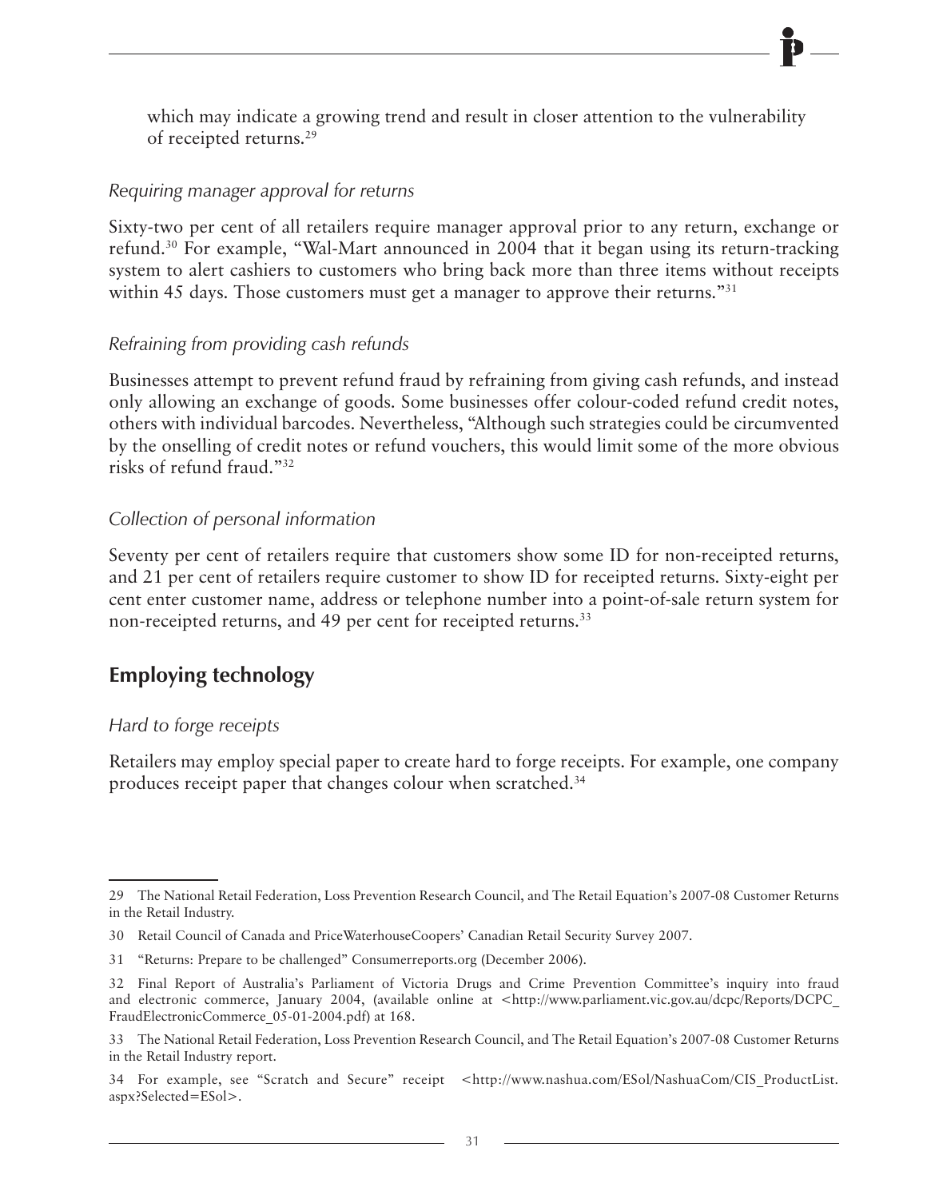which may indicate a growing trend and result in closer attention to the vulnerability of receipted returns.[29]

### *Requiring manager approval for returns*

Sixty-two per cent of all retailers require manager approval prior to any return, exchange or refund.[30] For example, "Wal-Mart announced in 2004 that it began using its return-tracking system to alert cashiers to customers who bring back more than three items without receipts within 45 days. Those customers must get a manager to approve their returns."[31]

### *Refraining from providing cash refunds*

Businesses attempt to prevent refund fraud by refraining from giving cash refunds, and instead only allowing an exchange of goods. Some businesses offer colour-coded refund credit notes, others with individual barcodes. Nevertheless, "Although such strategies could be circumvented by the onselling of credit notes or refund vouchers, this would limit some of the more obvious risks of refund fraud."[32]

### *Collection of personal information*

Seventy per cent of retailers require that customers show some ID for non-receipted returns, and 21 per cent of retailers require customer to show ID for receipted returns. Sixty-eight per cent enter customer name, address or telephone number into a point-of-sale return system for non-receipted returns, and 49 per cent for receipted returns.[33]

## Employing technology

### *Hard to forge receipts*

Retailers may employ special paper to create hard to forge receipts. For example, one company produces receipt paper that changes colour when scratched.[34]

---

29 The National Retail Federation, Loss Prevention Research Council, and The Retail Equation's 2007-08 Customer Returns in the Retail Industry.

30 Retail Council of Canada and PriceWaterhouseCoopers' Canadian Retail Security Survey 2007.

31 "Returns: Prepare to be challenged" Consumerreports.org (December 2006).

32 Final Report of Australia's Parliament of Victoria Drugs and Crime Prevention Committee's inquiry into fraud and electronic commerce, January 2004, (available online at <http://www.parliament.vic.gov.au/dcpc/Reports/DCPC_FraudElectronicCommerce_05-01-2004.pdf) at 168.

33 The National Retail Federation, Loss Prevention Research Council, and The Retail Equation's 2007-08 Customer Returns in the Retail Industry report.

34 For example, see "Scratch and Secure" receipt <http://www.nashua.com/ESol/NashuaCom/CIS_ProductList.aspx?Selected=ESol>.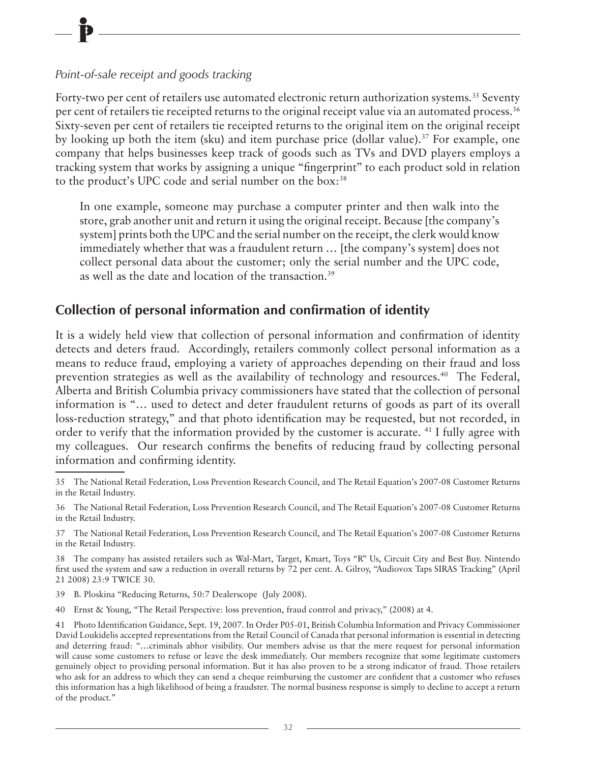*Point-of-sale receipt and goods tracking*

Forty-two per cent of retailers use automated electronic return authorization systems.[35] Seventy per cent of retailers tie receipted returns to the original receipt value via an automated process.[36] Sixty-seven per cent of retailers tie receipted returns to the original item on the original receipt by looking up both the item (sku) and item purchase price (dollar value).[37] For example, one company that helps businesses keep track of goods such as TVs and DVD players employs a tracking system that works by assigning a unique "fingerprint" to each product sold in relation to the product's UPC code and serial number on the box:[38]

> In one example, someone may purchase a computer printer and then walk into the store, grab another unit and return it using the original receipt. Because [the company's system] prints both the UPC and the serial number on the receipt, the clerk would know immediately whether that was a fraudulent return … [the company's system] does not collect personal data about the customer; only the serial number and the UPC code, as well as the date and location of the transaction.[39]

## Collection of personal information and confirmation of identity

It is a widely held view that collection of personal information and confirmation of identity detects and deters fraud. Accordingly, retailers commonly collect personal information as a means to reduce fraud, employing a variety of approaches depending on their fraud and loss prevention strategies as well as the availability of technology and resources.[40] The Federal, Alberta and British Columbia privacy commissioners have stated that the collection of personal information is "… used to detect and deter fraudulent returns of goods as part of its overall loss-reduction strategy," and that photo identification may be requested, but not recorded, in order to verify that the information provided by the customer is accurate. [41] I fully agree with my colleagues. Our research confirms the benefits of reducing fraud by collecting personal information and confirming identity.

---

35 The National Retail Federation, Loss Prevention Research Council, and The Retail Equation's 2007-08 Customer Returns in the Retail Industry.

36 The National Retail Federation, Loss Prevention Research Council, and The Retail Equation's 2007-08 Customer Returns in the Retail Industry.

37 The National Retail Federation, Loss Prevention Research Council, and The Retail Equation's 2007-08 Customer Returns in the Retail Industry.

38 The company has assisted retailers such as Wal-Mart, Target, Kmart, Toys "R" Us, Circuit City and Best Buy. Nintendo first used the system and saw a reduction in overall returns by 72 per cent. A. Gilroy, "Audiovox Taps SIRAS Tracking" (April 21 2008) 23:9 TWICE 30.

39 B. Ploskina "Reducing Returns, 50:7 Dealerscope (July 2008).

40 Ernst & Young, "The Retail Perspective: loss prevention, fraud control and privacy," (2008) at 4.

41 Photo Identification Guidance, Sept. 19, 2007. In Order P05-01, British Columbia Information and Privacy Commissioner David Loukidelis accepted representations from the Retail Council of Canada that personal information is essential in detecting and deterring fraud: "…criminals abhor visibility. Our members advise us that the mere request for personal information will cause some customers to refuse or leave the desk immediately. Our members recognize that some legitimate customers genuinely object to providing personal information. But it has also proven to be a strong indicator of fraud. Those retailers who ask for an address to which they can send a cheque reimbursing the customer are confident that a customer who refuses this information has a high likelihood of being a fraudster. The normal business response is simply to decline to accept a return of the product."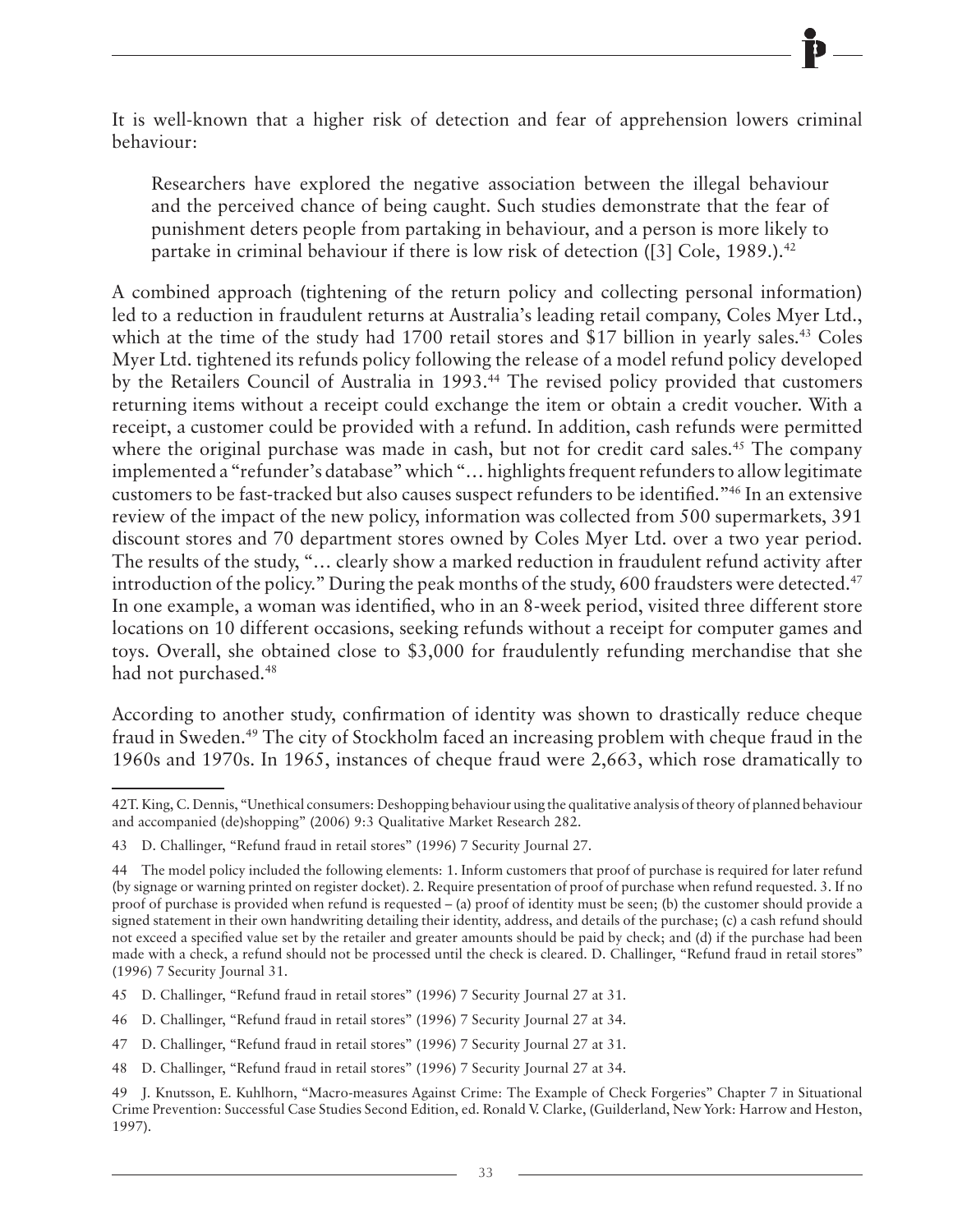It is well-known that a higher risk of detection and fear of apprehension lowers criminal behaviour:

> Researchers have explored the negative association between the illegal behaviour and the perceived chance of being caught. Such studies demonstrate that the fear of punishment deters people from partaking in behaviour, and a person is more likely to partake in criminal behaviour if there is low risk of detection ([3] Cole, 1989.).[42]

A combined approach (tightening of the return policy and collecting personal information) led to a reduction in fraudulent returns at Australia's leading retail company, Coles Myer Ltd., which at the time of the study had 1700 retail stores and $17 billion in yearly sales.[43] Coles Myer Ltd. tightened its refunds policy following the release of a model refund policy developed by the Retailers Council of Australia in 1993.[44] The revised policy provided that customers returning items without a receipt could exchange the item or obtain a credit voucher. With a receipt, a customer could be provided with a refund. In addition, cash refunds were permitted where the original purchase was made in cash, but not for credit card sales.[45] The company implemented a "refunder's database" which "… highlights frequent refunders to allow legitimate customers to be fast-tracked but also causes suspect refunders to be identified."[46] In an extensive review of the impact of the new policy, information was collected from 500 supermarkets, 391 discount stores and 70 department stores owned by Coles Myer Ltd. over a two year period. The results of the study, "… clearly show a marked reduction in fraudulent refund activity after introduction of the policy." During the peak months of the study, 600 fraudsters were detected.[47] In one example, a woman was identified, who in an 8-week period, visited three different store locations on 10 different occasions, seeking refunds without a receipt for computer games and toys. Overall, she obtained close to $3,000 for fraudulently refunding merchandise that she had not purchased.[48]

According to another study, confirmation of identity was shown to drastically reduce cheque fraud in Sweden.[49] The city of Stockholm faced an increasing problem with cheque fraud in the 1960s and 1970s. In 1965, instances of cheque fraud were 2,663, which rose dramatically to

---

42 T. King, C. Dennis, "Unethical consumers: Deshopping behaviour using the qualitative analysis of theory of planned behaviour and accompanied (de)shopping" (2006) 9:3 Qualitative Market Research 282.

43 D. Challinger, "Refund fraud in retail stores" (1996) 7 Security Journal 27.

44 The model policy included the following elements: 1. Inform customers that proof of purchase is required for later refund (by signage or warning printed on register docket). 2. Require presentation of proof of purchase when refund requested. 3. If no proof of purchase is provided when refund is requested – (a) proof of identity must be seen; (b) the customer should provide a signed statement in their own handwriting detailing their identity, address, and details of the purchase; (c) a cash refund should not exceed a specified value set by the retailer and greater amounts should be paid by check; and (d) if the purchase had been made with a check, a refund should not be processed until the check is cleared. D. Challinger, "Refund fraud in retail stores" (1996) 7 Security Journal 31.

45 D. Challinger, "Refund fraud in retail stores" (1996) 7 Security Journal 27 at 31.

46 D. Challinger, "Refund fraud in retail stores" (1996) 7 Security Journal 27 at 34.

47 D. Challinger, "Refund fraud in retail stores" (1996) 7 Security Journal 27 at 31.

48 D. Challinger, "Refund fraud in retail stores" (1996) 7 Security Journal 27 at 34.

49 J. Knutsson, E. Kuhlhorn, "Macro-measures Against Crime: The Example of Check Forgeries" Chapter 7 in Situational Crime Prevention: Successful Case Studies Second Edition, ed. Ronald V. Clarke, (Guilderland, New York: Harrow and Heston, 1997).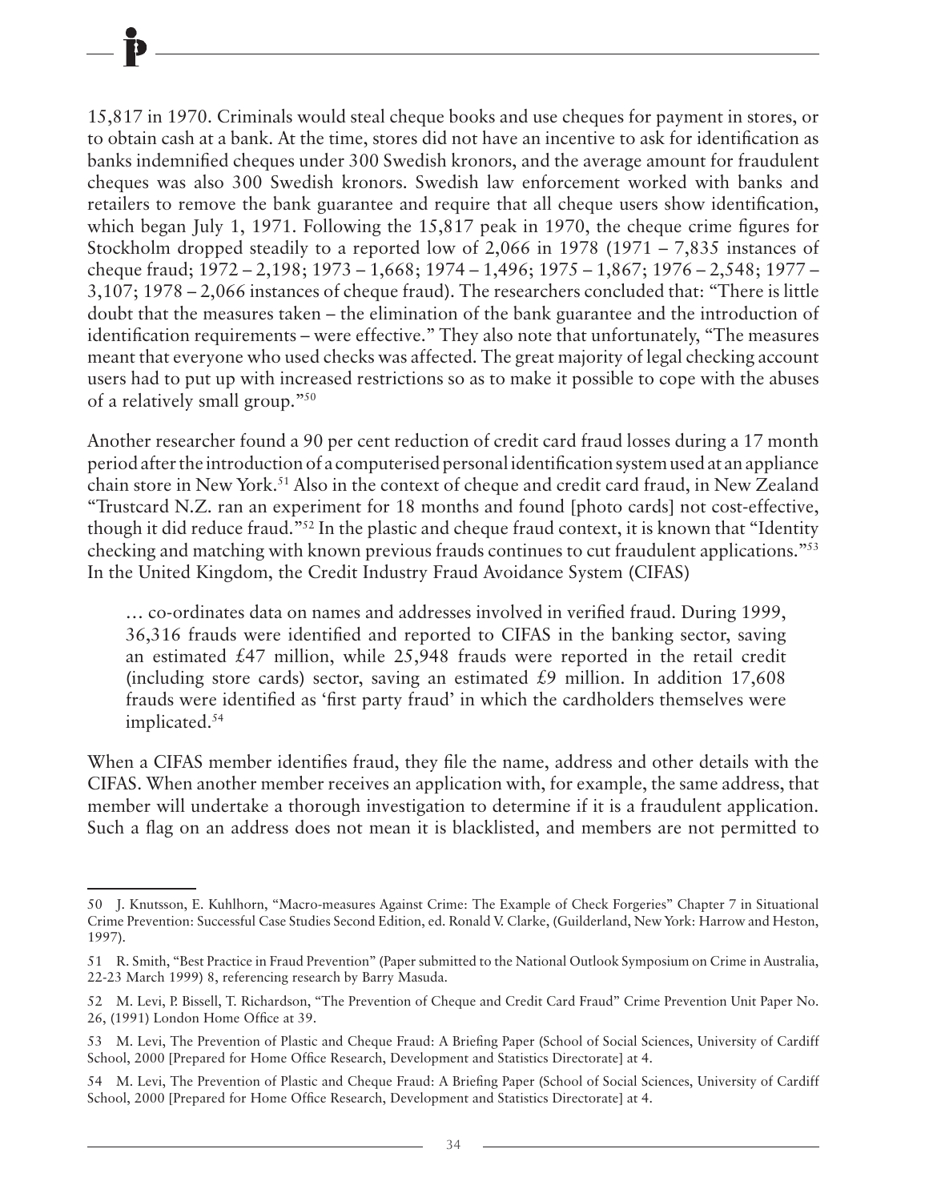15,817 in 1970. Criminals would steal cheque books and use cheques for payment in stores, or to obtain cash at a bank. At the time, stores did not have an incentive to ask for identification as banks indemnified cheques under 300 Swedish kronors, and the average amount for fraudulent cheques was also 300 Swedish kronors. Swedish law enforcement worked with banks and retailers to remove the bank guarantee and require that all cheque users show identification, which began July 1, 1971. Following the 15,817 peak in 1970, the cheque crime figures for Stockholm dropped steadily to a reported low of 2,066 in 1978 (1971 – 7,835 instances of cheque fraud; 1972 – 2,198; 1973 – 1,668; 1974 – 1,496; 1975 – 1,867; 1976 – 2,548; 1977 – 3,107; 1978 – 2,066 instances of cheque fraud). The researchers concluded that: "There is little doubt that the measures taken – the elimination of the bank guarantee and the introduction of identification requirements – were effective." They also note that unfortunately, "The measures meant that everyone who used checks was affected. The great majority of legal checking account users had to put up with increased restrictions so as to make it possible to cope with the abuses of a relatively small group."[50]

Another researcher found a 90 per cent reduction of credit card fraud losses during a 17 month period after the introduction of a computerised personal identification system used at an appliance chain store in New York.[51] Also in the context of cheque and credit card fraud, in New Zealand "Trustcard N.Z. ran an experiment for 18 months and found [photo cards] not cost-effective, though it did reduce fraud."[52] In the plastic and cheque fraud context, it is known that "Identity checking and matching with known previous frauds continues to cut fraudulent applications."[53] In the United Kingdom, the Credit Industry Fraud Avoidance System (CIFAS)

> … co-ordinates data on names and addresses involved in verified fraud. During 1999, 36,316 frauds were identified and reported to CIFAS in the banking sector, saving an estimated £47 million, while 25,948 frauds were reported in the retail credit (including store cards) sector, saving an estimated £9 million. In addition 17,608 frauds were identified as 'first party fraud' in which the cardholders themselves were implicated.[54]

When a CIFAS member identifies fraud, they file the name, address and other details with the CIFAS. When another member receives an application with, for example, the same address, that member will undertake a thorough investigation to determine if it is a fraudulent application. Such a flag on an address does not mean it is blacklisted, and members are not permitted to

---

50 J. Knutsson, E. Kuhlhorn, "Macro-measures Against Crime: The Example of Check Forgeries" Chapter 7 in Situational Crime Prevention: Successful Case Studies Second Edition, ed. Ronald V. Clarke, (Guilderland, New York: Harrow and Heston, 1997).

51 R. Smith, "Best Practice in Fraud Prevention" (Paper submitted to the National Outlook Symposium on Crime in Australia, 22-23 March 1999) 8, referencing research by Barry Masuda.

52 M. Levi, P. Bissell, T. Richardson, "The Prevention of Cheque and Credit Card Fraud" Crime Prevention Unit Paper No. 26, (1991) London Home Office at 39.

53 M. Levi, The Prevention of Plastic and Cheque Fraud: A Briefing Paper (School of Social Sciences, University of Cardiff School, 2000 [Prepared for Home Office Research, Development and Statistics Directorate] at 4.

54 M. Levi, The Prevention of Plastic and Cheque Fraud: A Briefing Paper (School of Social Sciences, University of Cardiff School, 2000 [Prepared for Home Office Research, Development and Statistics Directorate] at 4.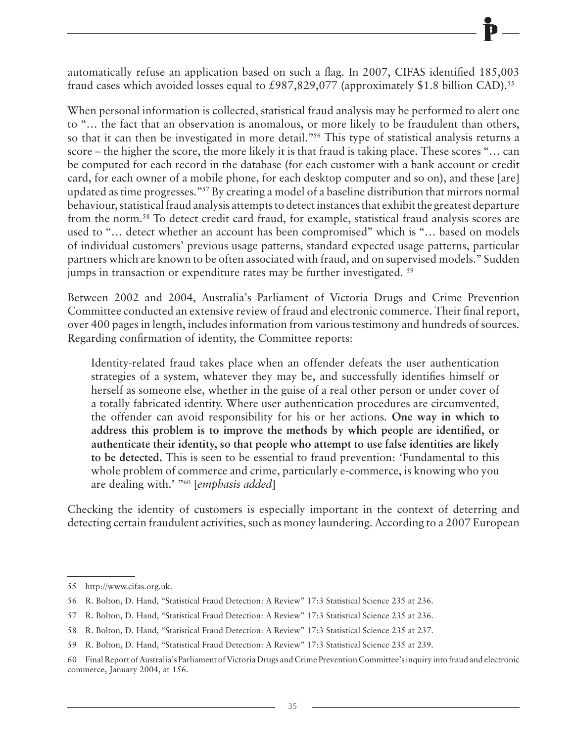automatically refuse an application based on such a flag. In 2007, CIFAS identified 185,003 fraud cases which avoided losses equal to £987,829,077 (approximately $1.8 billion CAD).[55]

When personal information is collected, statistical fraud analysis may be performed to alert one to "… the fact that an observation is anomalous, or more likely to be fraudulent than others, so that it can then be investigated in more detail."[56] This type of statistical analysis returns a score – the higher the score, the more likely it is that fraud is taking place. These scores "… can be computed for each record in the database (for each customer with a bank account or credit card, for each owner of a mobile phone, for each desktop computer and so on), and these [are] updated as time progresses."[57] By creating a model of a baseline distribution that mirrors normal behaviour, statistical fraud analysis attempts to detect instances that exhibit the greatest departure from the norm.[58] To detect credit card fraud, for example, statistical fraud analysis scores are used to "… detect whether an account has been compromised" which is "… based on models of individual customers' previous usage patterns, standard expected usage patterns, particular partners which are known to be often associated with fraud, and on supervised models." Sudden jumps in transaction or expenditure rates may be further investigated. [59]

Between 2002 and 2004, Australia's Parliament of Victoria Drugs and Crime Prevention Committee conducted an extensive review of fraud and electronic commerce. Their final report, over 400 pages in length, includes information from various testimony and hundreds of sources. Regarding confirmation of identity, the Committee reports:

> Identity-related fraud takes place when an offender defeats the user authentication strategies of a system, whatever they may be, and successfully identifies himself or herself as someone else, whether in the guise of a real other person or under cover of a totally fabricated identity. Where user authentication procedures are circumvented, the offender can avoid responsibility for his or her actions. **One way in which to address this problem is to improve the methods by which people are identified, or authenticate their identity, so that people who attempt to use false identities are likely to be detected.** This is seen to be essential to fraud prevention: 'Fundamental to this whole problem of commerce and crime, particularly e-commerce, is knowing who you are dealing with.' "[60] [*emphasis added*]

Checking the identity of customers is especially important in the context of deterring and detecting certain fraudulent activities, such as money laundering. According to a 2007 European

---

55 http://www.cifas.org.uk.

56 R. Bolton, D. Hand, "Statistical Fraud Detection: A Review" 17:3 Statistical Science 235 at 236.

57 R. Bolton, D. Hand, "Statistical Fraud Detection: A Review" 17:3 Statistical Science 235 at 236.

58 R. Bolton, D. Hand, "Statistical Fraud Detection: A Review" 17:3 Statistical Science 235 at 237.

59 R. Bolton, D. Hand, "Statistical Fraud Detection: A Review" 17:3 Statistical Science 235 at 239.

60 Final Report of Australia's Parliament of Victoria Drugs and Crime Prevention Committee's inquiry into fraud and electronic commerce, January 2004, at 156.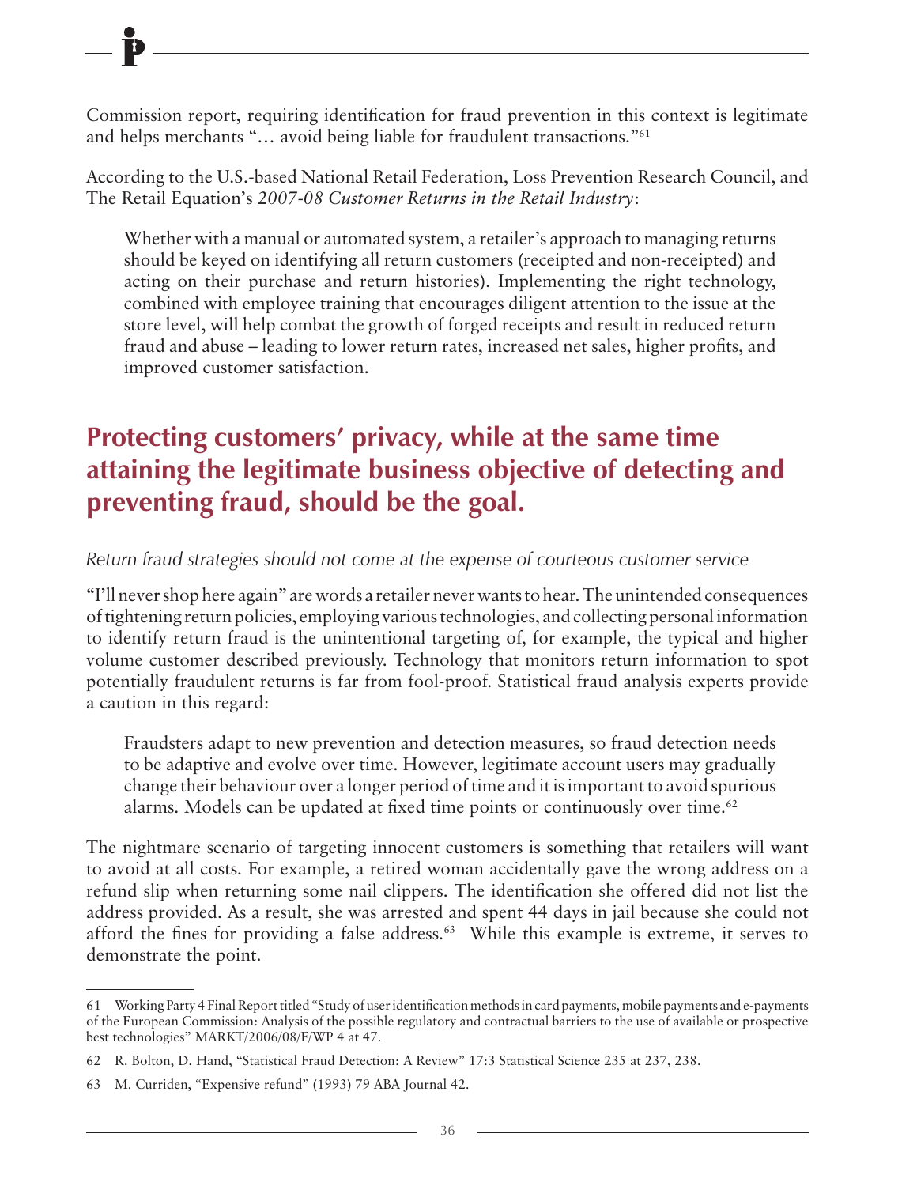Commission report, requiring identification for fraud prevention in this context is legitimate and helps merchants "… avoid being liable for fraudulent transactions."[61]

According to the U.S.-based National Retail Federation, Loss Prevention Research Council, and The Retail Equation's *2007-08 Customer Returns in the Retail Industry*:

> Whether with a manual or automated system, a retailer's approach to managing returns should be keyed on identifying all return customers (receipted and non-receipted) and acting on their purchase and return histories). Implementing the right technology, combined with employee training that encourages diligent attention to the issue at the store level, will help combat the growth of forged receipts and result in reduced return fraud and abuse – leading to lower return rates, increased net sales, higher profits, and improved customer satisfaction.

## Protecting customers' privacy, while at the same time attaining the legitimate business objective of detecting and preventing fraud, should be the goal.

*Return fraud strategies should not come at the expense of courteous customer service*

"I'll never shop here again" are words a retailer never wants to hear. The unintended consequences of tightening return policies, employing various technologies, and collecting personal information to identify return fraud is the unintentional targeting of, for example, the typical and higher volume customer described previously. Technology that monitors return information to spot potentially fraudulent returns is far from fool-proof. Statistical fraud analysis experts provide a caution in this regard:

> Fraudsters adapt to new prevention and detection measures, so fraud detection needs to be adaptive and evolve over time. However, legitimate account users may gradually change their behaviour over a longer period of time and it is important to avoid spurious alarms. Models can be updated at fixed time points or continuously over time.[62]

The nightmare scenario of targeting innocent customers is something that retailers will want to avoid at all costs. For example, a retired woman accidentally gave the wrong address on a refund slip when returning some nail clippers. The identification she offered did not list the address provided. As a result, she was arrested and spent 44 days in jail because she could not afford the fines for providing a false address.[63] While this example is extreme, it serves to demonstrate the point.

---

61 Working Party 4 Final Report titled "Study of user identification methods in card payments, mobile payments and e-payments of the European Commission: Analysis of the possible regulatory and contractual barriers to the use of available or prospective best technologies" MARKT/2006/08/F/WP 4 at 47.

62 R. Bolton, D. Hand, "Statistical Fraud Detection: A Review" 17:3 Statistical Science 235 at 237, 238.

63 M. Curriden, "Expensive refund" (1993) 79 ABA Journal 42.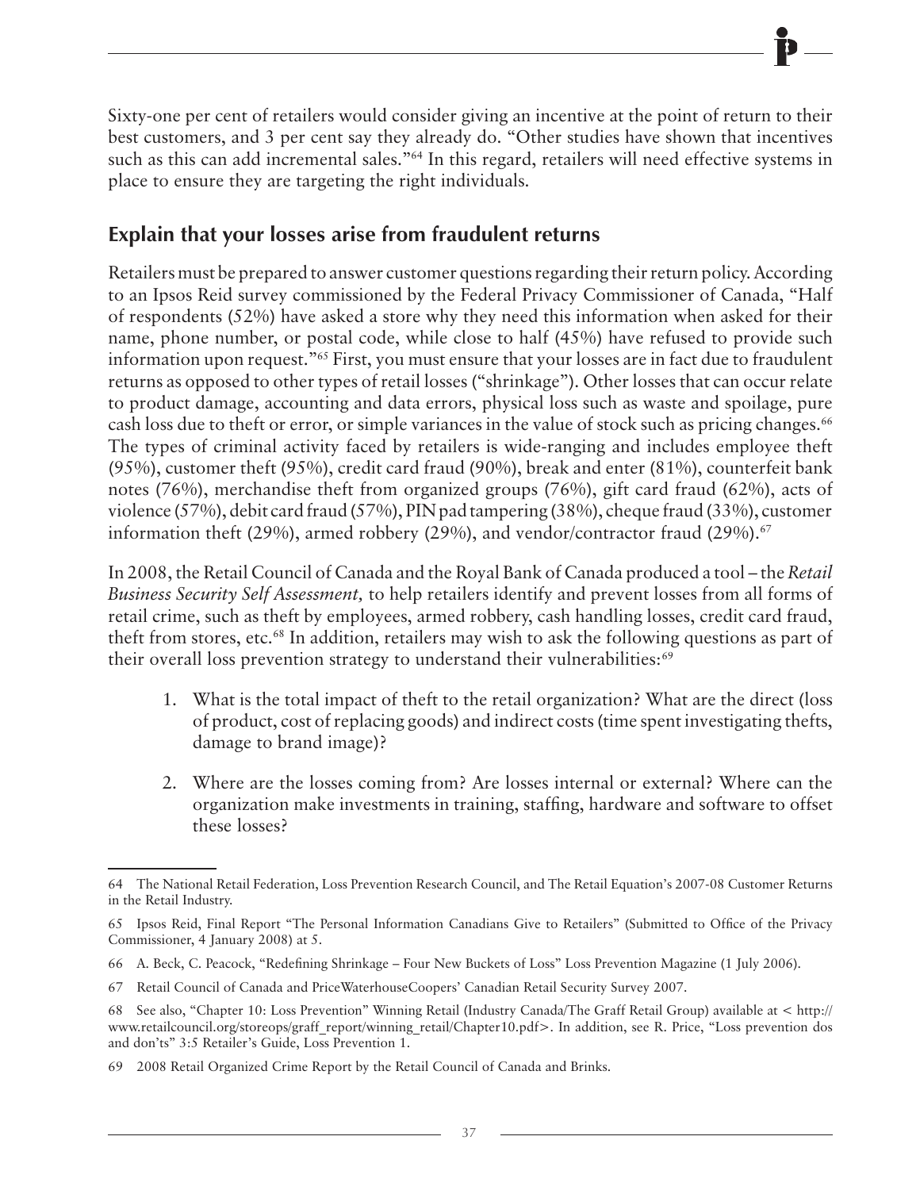Sixty-one per cent of retailers would consider giving an incentive at the point of return to their best customers, and 3 per cent say they already do. "Other studies have shown that incentives such as this can add incremental sales."[64] In this regard, retailers will need effective systems in place to ensure they are targeting the right individuals.

## Explain that your losses arise from fraudulent returns

Retailers must be prepared to answer customer questions regarding their return policy. According to an Ipsos Reid survey commissioned by the Federal Privacy Commissioner of Canada, "Half of respondents (52%) have asked a store why they need this information when asked for their name, phone number, or postal code, while close to half (45%) have refused to provide such information upon request."[65] First, you must ensure that your losses are in fact due to fraudulent returns as opposed to other types of retail losses ("shrinkage"). Other losses that can occur relate to product damage, accounting and data errors, physical loss such as waste and spoilage, pure cash loss due to theft or error, or simple variances in the value of stock such as pricing changes.[66] The types of criminal activity faced by retailers is wide-ranging and includes employee theft (95%), customer theft (95%), credit card fraud (90%), break and enter (81%), counterfeit bank notes (76%), merchandise theft from organized groups (76%), gift card fraud (62%), acts of violence (57%), debit card fraud (57%), PIN pad tampering (38%), cheque fraud (33%), customer information theft (29%), armed robbery (29%), and vendor/contractor fraud (29%).[67]

In 2008, the Retail Council of Canada and the Royal Bank of Canada produced a tool – the *Retail Business Security Self Assessment,* to help retailers identify and prevent losses from all forms of retail crime, such as theft by employees, armed robbery, cash handling losses, credit card fraud, theft from stores, etc.[68] In addition, retailers may wish to ask the following questions as part of their overall loss prevention strategy to understand their vulnerabilities:[69]

1. What is the total impact of theft to the retail organization? What are the direct (loss of product, cost of replacing goods) and indirect costs (time spent investigating thefts, damage to brand image)?

2. Where are the losses coming from? Are losses internal or external? Where can the organization make investments in training, staffing, hardware and software to offset these losses?

---

64 The National Retail Federation, Loss Prevention Research Council, and The Retail Equation's 2007-08 Customer Returns in the Retail Industry.

65 Ipsos Reid, Final Report "The Personal Information Canadians Give to Retailers" (Submitted to Office of the Privacy Commissioner, 4 January 2008) at 5.

66 A. Beck, C. Peacock, "Redefining Shrinkage – Four New Buckets of Loss" Loss Prevention Magazine (1 July 2006).

67 Retail Council of Canada and PriceWaterhouseCoopers' Canadian Retail Security Survey 2007.

68 See also, "Chapter 10: Loss Prevention" Winning Retail (Industry Canada/The Graff Retail Group) available at < http://www.retailcouncil.org/storeops/graff_report/winning_retail/Chapter10.pdf>. In addition, see R. Price, "Loss prevention dos and don'ts" 3:5 Retailer's Guide, Loss Prevention 1.

69 2008 Retail Organized Crime Report by the Retail Council of Canada and Brinks.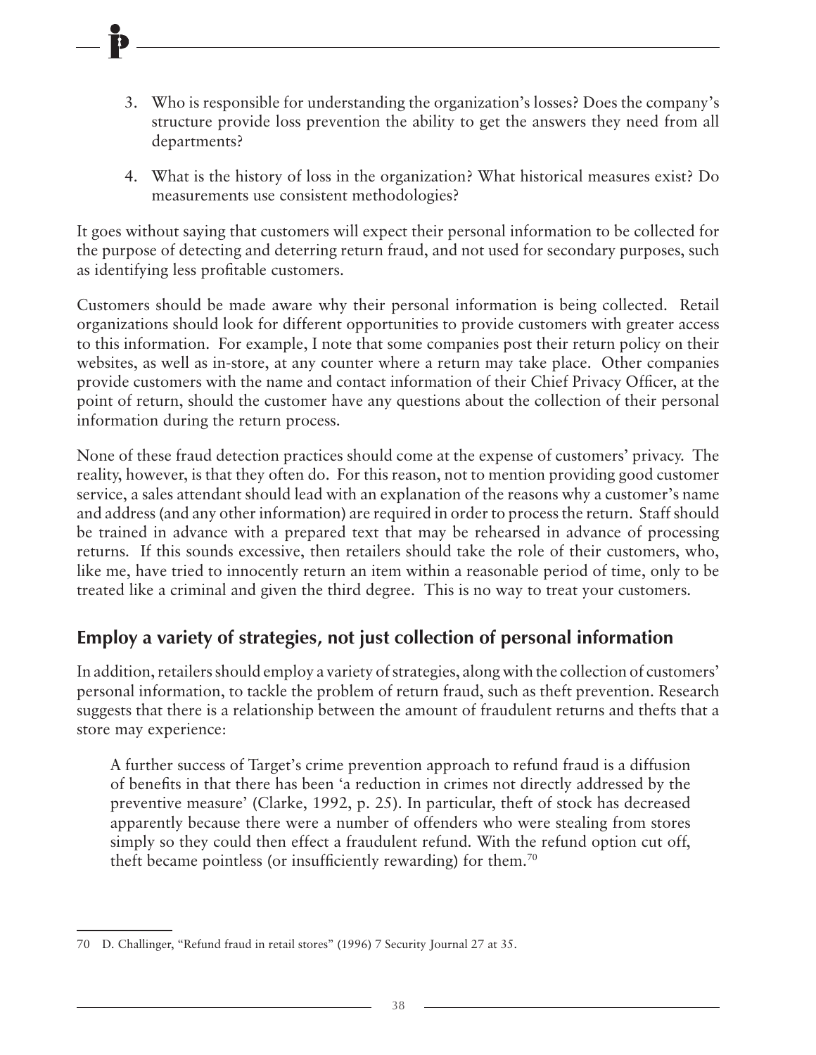3. Who is responsible for understanding the organization's losses? Does the company's structure provide loss prevention the ability to get the answers they need from all departments?

4. What is the history of loss in the organization? What historical measures exist? Do measurements use consistent methodologies?

It goes without saying that customers will expect their personal information to be collected for the purpose of detecting and deterring return fraud, and not used for secondary purposes, such as identifying less profitable customers.

Customers should be made aware why their personal information is being collected. Retail organizations should look for different opportunities to provide customers with greater access to this information. For example, I note that some companies post their return policy on their websites, as well as in-store, at any counter where a return may take place. Other companies provide customers with the name and contact information of their Chief Privacy Officer, at the point of return, should the customer have any questions about the collection of their personal information during the return process.

None of these fraud detection practices should come at the expense of customers' privacy. The reality, however, is that they often do. For this reason, not to mention providing good customer service, a sales attendant should lead with an explanation of the reasons why a customer's name and address (and any other information) are required in order to process the return. Staff should be trained in advance with a prepared text that may be rehearsed in advance of processing returns. If this sounds excessive, then retailers should take the role of their customers, who, like me, have tried to innocently return an item within a reasonable period of time, only to be treated like a criminal and given the third degree. This is no way to treat your customers.

## Employ a variety of strategies, not just collection of personal information

In addition, retailers should employ a variety of strategies, along with the collection of customers' personal information, to tackle the problem of return fraud, such as theft prevention. Research suggests that there is a relationship between the amount of fraudulent returns and thefts that a store may experience:

> A further success of Target's crime prevention approach to refund fraud is a diffusion of benefits in that there has been 'a reduction in crimes not directly addressed by the preventive measure' (Clarke, 1992, p. 25). In particular, theft of stock has decreased apparently because there were a number of offenders who were stealing from stores simply so they could then effect a fraudulent refund. With the refund option cut off, theft became pointless (or insufficiently rewarding) for them.[70]

---

70 D. Challinger, "Refund fraud in retail stores" (1996) 7 Security Journal 27 at 35.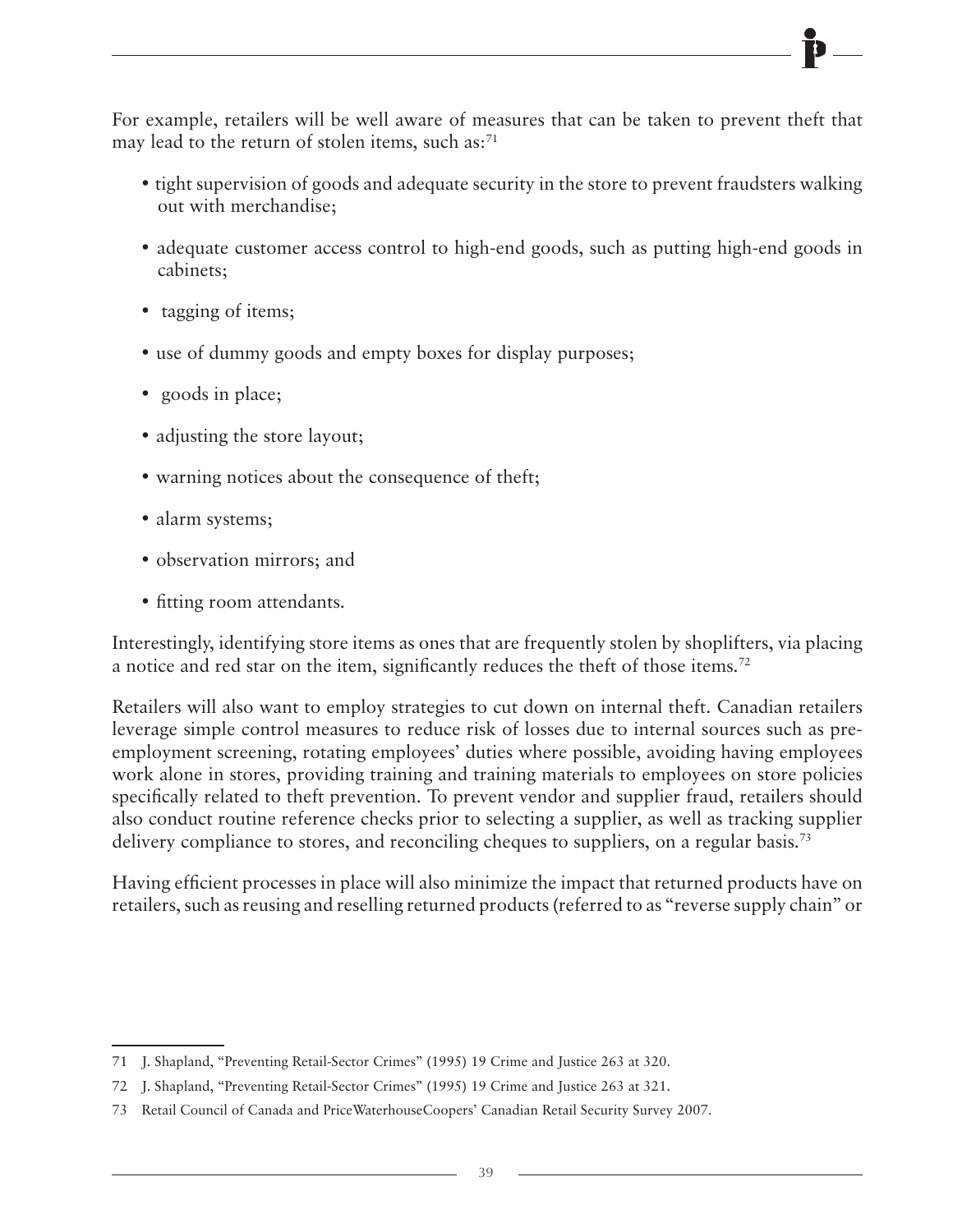For example, retailers will be well aware of measures that can be taken to prevent theft that may lead to the return of stolen items, such as:[71]

- tight supervision of goods and adequate security in the store to prevent fraudsters walking out with merchandise;
- adequate customer access control to high-end goods, such as putting high-end goods in cabinets;
- tagging of items;
- use of dummy goods and empty boxes for display purposes;
- goods in place;
- adjusting the store layout;
- warning notices about the consequence of theft;
- alarm systems;
- observation mirrors; and
- fitting room attendants.

Interestingly, identifying store items as ones that are frequently stolen by shoplifters, via placing a notice and red star on the item, significantly reduces the theft of those items.[72]

Retailers will also want to employ strategies to cut down on internal theft. Canadian retailers leverage simple control measures to reduce risk of losses due to internal sources such as pre-employment screening, rotating employees' duties where possible, avoiding having employees work alone in stores, providing training and training materials to employees on store policies specifically related to theft prevention. To prevent vendor and supplier fraud, retailers should also conduct routine reference checks prior to selecting a supplier, as well as tracking supplier delivery compliance to stores, and reconciling cheques to suppliers, on a regular basis.[73]

Having efficient processes in place will also minimize the impact that returned products have on retailers, such as reusing and reselling returned products (referred to as "reverse supply chain" or

---

71 J. Shapland, "Preventing Retail-Sector Crimes" (1995) 19 Crime and Justice 263 at 320.

72 J. Shapland, "Preventing Retail-Sector Crimes" (1995) 19 Crime and Justice 263 at 321.

73 Retail Council of Canada and PriceWaterhouseCoopers' Canadian Retail Security Survey 2007.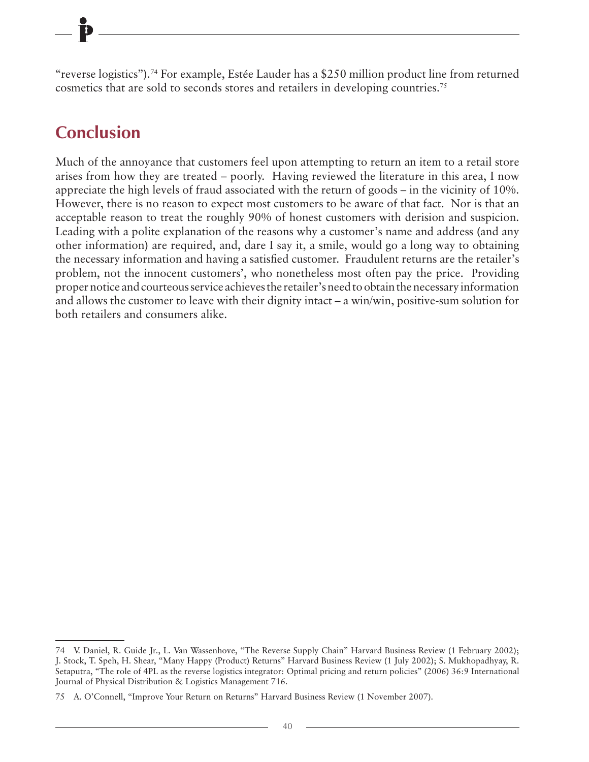"reverse logistics").[74] For example, Estée Lauder has a $250 million product line from returned cosmetics that are sold to seconds stores and retailers in developing countries.[75]

## Conclusion

Much of the annoyance that customers feel upon attempting to return an item to a retail store arises from how they are treated – poorly. Having reviewed the literature in this area, I now appreciate the high levels of fraud associated with the return of goods – in the vicinity of 10%. However, there is no reason to expect most customers to be aware of that fact. Nor is that an acceptable reason to treat the roughly 90% of honest customers with derision and suspicion. Leading with a polite explanation of the reasons why a customer's name and address (and any other information) are required, and, dare I say it, a smile, would go a long way to obtaining the necessary information and having a satisfied customer. Fraudulent returns are the retailer's problem, not the innocent customers', who nonetheless most often pay the price. Providing proper notice and courteous service achieves the retailer's need to obtain the necessary information and allows the customer to leave with their dignity intact – a win/win, positive-sum solution for both retailers and consumers alike.

---

74 V. Daniel, R. Guide Jr., L. Van Wassenhove, "The Reverse Supply Chain" Harvard Business Review (1 February 2002); J. Stock, T. Speh, H. Shear, "Many Happy (Product) Returns" Harvard Business Review (1 July 2002); S. Mukhopadhyay, R. Setaputra, "The role of 4PL as the reverse logistics integrator: Optimal pricing and return policies" (2006) 36:9 International Journal of Physical Distribution & Logistics Management 716.

75 A. O'Connell, "Improve Your Return on Returns" Harvard Business Review (1 November 2007).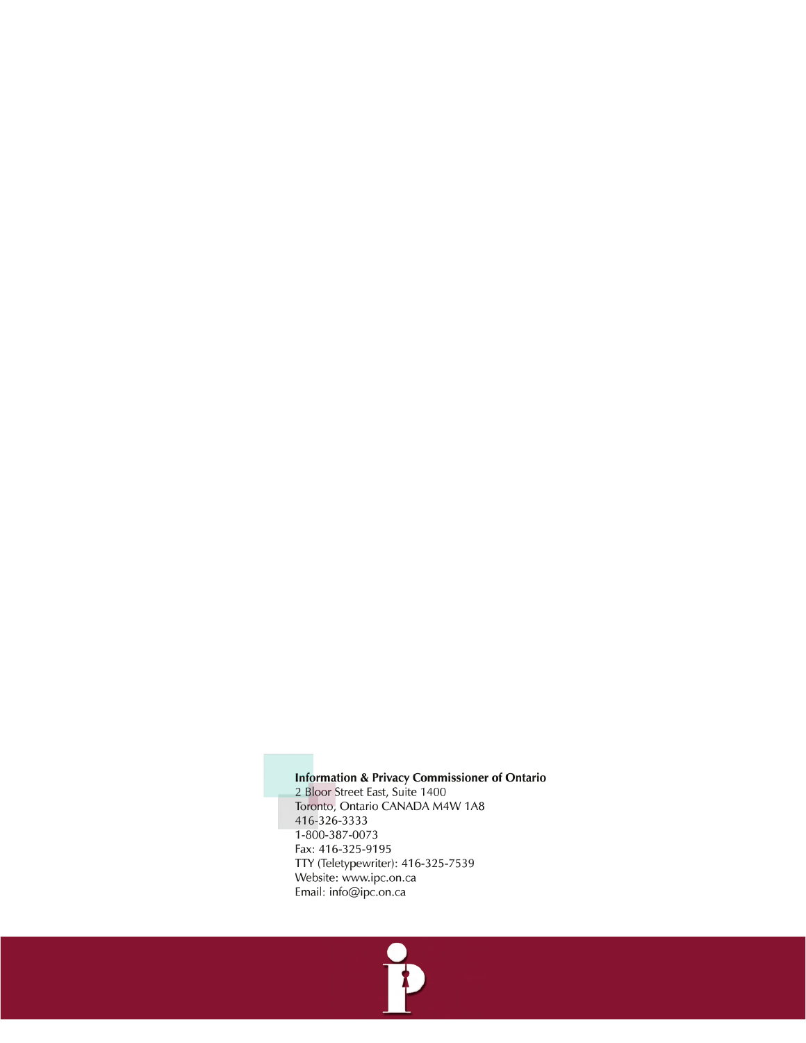**Information & Privacy Commissioner of Ontario**
2 Bloor Street East, Suite 1400
Toronto, Ontario CANADA M4W 1A8
416-326-3333
1-800-387-0073
Fax: 416-325-9195
TTY (Teletypewriter): 416-325-7539
Website: www.ipc.on.ca
Email: info@ipc.on.ca